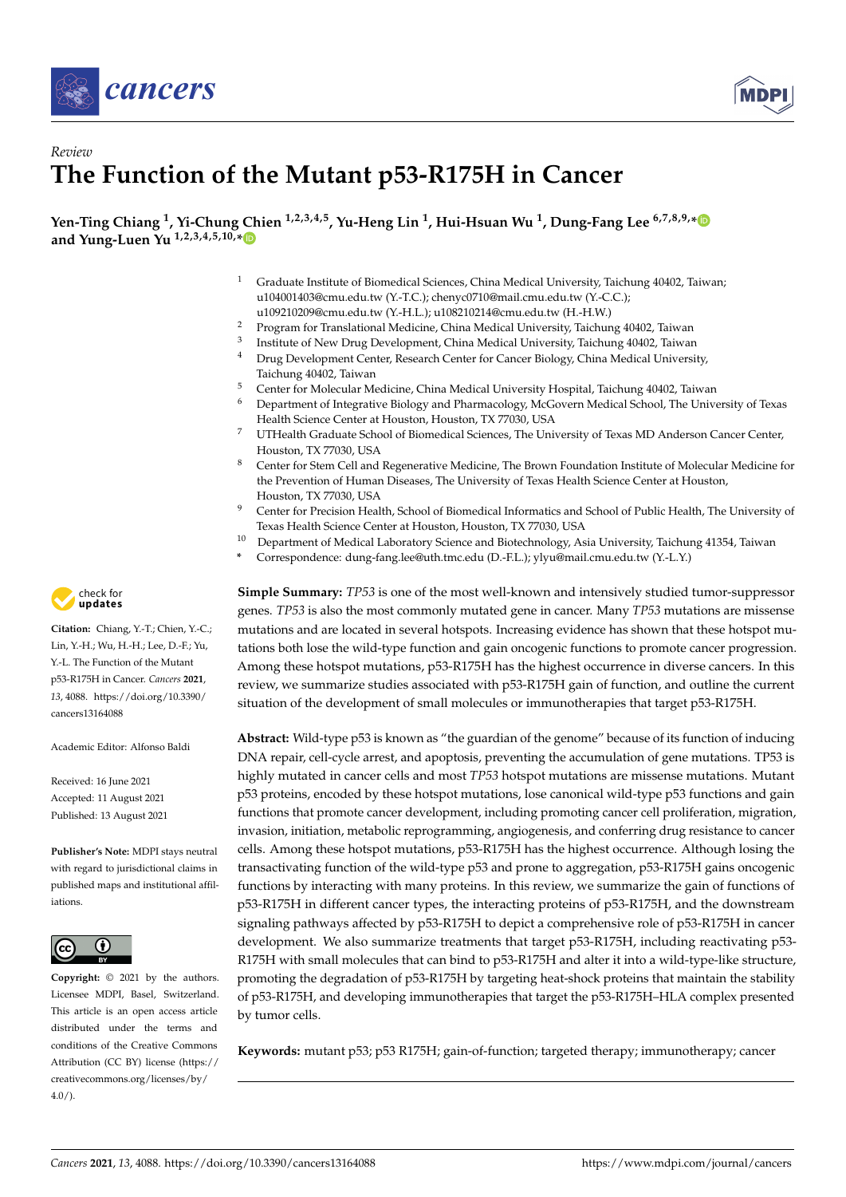*Review*

# The Function of the Mutant p53-R175H in Cancer

**Yen-Ting Chiang [1], Yi-Chung Chien [1,2,3,4,5], Yu-Heng Lin [1], Hui-Hsuan Wu [1], Dung-Fang Lee [6,7,8,9,*] and Yung-Luen Yu [1,2,3,4,5,10,*]**

[1] Graduate Institute of Biomedical Sciences, China Medical University, Taichung 40402, Taiwan; u104001403@cmu.edu.tw (Y.-T.C.); chenyc0710@mail.cmu.edu.tw (Y.-C.C.); u109210209@cmu.edu.tw (Y.-H.L.); u108210214@cmu.edu.tw (H.-H.W.)
[2] Program for Translational Medicine, China Medical University, Taichung 40402, Taiwan
[3] Institute of New Drug Development, China Medical University, Taichung 40402, Taiwan
[4] Drug Development Center, Research Center for Cancer Biology, China Medical University, Taichung 40402, Taiwan
[5] Center for Molecular Medicine, China Medical University Hospital, Taichung 40402, Taiwan
[6] Department of Integrative Biology and Pharmacology, McGovern Medical School, The University of Texas Health Science Center at Houston, Houston, TX 77030, USA
[7] UTHealth Graduate School of Biomedical Sciences, The University of Texas MD Anderson Cancer Center, Houston, TX 77030, USA
[8] Center for Stem Cell and Regenerative Medicine, The Brown Foundation Institute of Molecular Medicine for the Prevention of Human Diseases, The University of Texas Health Science Center at Houston, Houston, TX 77030, USA
[9] Center for Precision Health, School of Biomedical Informatics and School of Public Health, The University of Texas Health Science Center at Houston, Houston, TX 77030, USA
[10] Department of Medical Laboratory Science and Biotechnology, Asia University, Taichung 41354, Taiwan
\* Correspondence: dung-fang.lee@uth.tmc.edu (D.-F.L.); ylyu@mail.cmu.edu.tw (Y.-L.Y.)

**Citation:** Chiang, Y.-T.; Chien, Y.-C.; Lin, Y.-H.; Wu, H.-H.; Lee, D.-F.; Yu, Y.-L. The Function of the Mutant p53-R175H in Cancer. *Cancers* **2021**, *13*, 4088. https://doi.org/10.3390/cancers13164088

Academic Editor: Alfonso Baldi

Received: 16 June 2021
Accepted: 11 August 2021
Published: 13 August 2021

**Publisher's Note:** MDPI stays neutral with regard to jurisdictional claims in published maps and institutional affiliations.

**Copyright:** © 2021 by the authors. Licensee MDPI, Basel, Switzerland. This article is an open access article distributed under the terms and conditions of the Creative Commons Attribution (CC BY) license (https://creativecommons.org/licenses/by/4.0/).

**Simple Summary:** *TP53* is one of the most well-known and intensively studied tumor-suppressor genes. *TP53* is also the most commonly mutated gene in cancer. Many *TP53* mutations are missense mutations and are located in several hotspots. Increasing evidence has shown that these hotspot mutations both lose the wild-type function and gain oncogenic functions to promote cancer progression. Among these hotspot mutations, p53-R175H has the highest occurrence in diverse cancers. In this review, we summarize studies associated with p53-R175H gain of function, and outline the current situation of the development of small molecules or immunotherapies that target p53-R175H.

**Abstract:** Wild-type p53 is known as "the guardian of the genome" because of its function of inducing DNA repair, cell-cycle arrest, and apoptosis, preventing the accumulation of gene mutations. TP53 is highly mutated in cancer cells and most *TP53* hotspot mutations are missense mutations. Mutant p53 proteins, encoded by these hotspot mutations, lose canonical wild-type p53 functions and gain functions that promote cancer development, including promoting cancer cell proliferation, migration, invasion, initiation, metabolic reprogramming, angiogenesis, and conferring drug resistance to cancer cells. Among these hotspot mutations, p53-R175H has the highest occurrence. Although losing the transactivating function of the wild-type p53 and prone to aggregation, p53-R175H gains oncogenic functions by interacting with many proteins. In this review, we summarize the gain of functions of p53-R175H in different cancer types, the interacting proteins of p53-R175H, and the downstream signaling pathways affected by p53-R175H to depict a comprehensive role of p53-R175H in cancer development. We also summarize treatments that target p53-R175H, including reactivating p53-R175H with small molecules that can bind to p53-R175H and alter it into a wild-type-like structure, promoting the degradation of p53-R175H by targeting heat-shock proteins that maintain the stability of p53-R175H, and developing immunotherapies that target the p53-R175H–HLA complex presented by tumor cells.

**Keywords:** mutant p53; p53 R175H; gain-of-function; targeted therapy; immunotherapy; cancer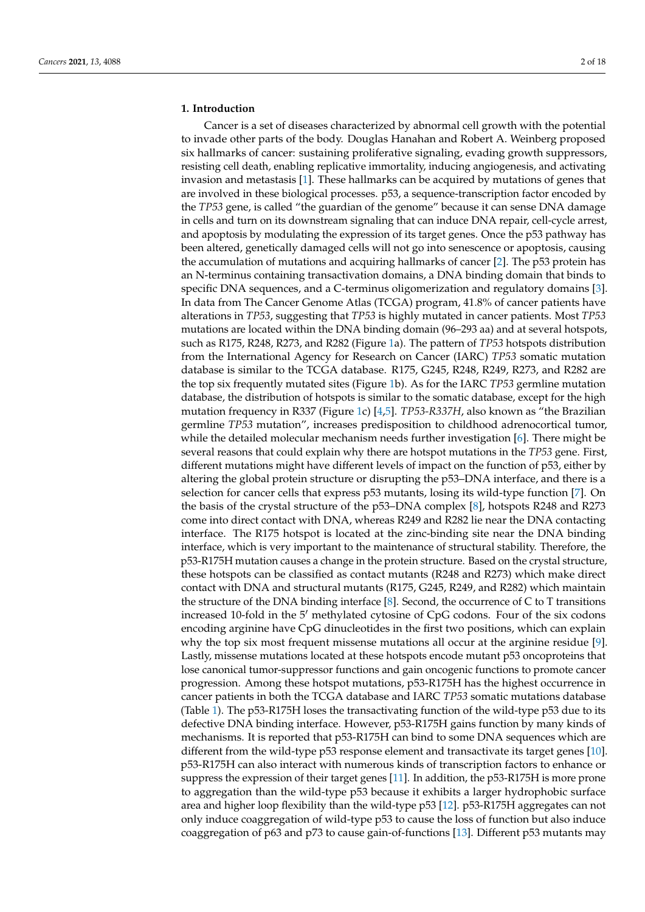## 1. Introduction

Cancer is a set of diseases characterized by abnormal cell growth with the potential to invade other parts of the body. Douglas Hanahan and Robert A. Weinberg proposed six hallmarks of cancer: sustaining proliferative signaling, evading growth suppressors, resisting cell death, enabling replicative immortality, inducing angiogenesis, and activating invasion and metastasis [1]. These hallmarks can be acquired by mutations of genes that are involved in these biological processes. p53, a sequence-transcription factor encoded by the *TP53* gene, is called "the guardian of the genome" because it can sense DNA damage in cells and turn on its downstream signaling that can induce DNA repair, cell-cycle arrest, and apoptosis by modulating the expression of its target genes. Once the p53 pathway has been altered, genetically damaged cells will not go into senescence or apoptosis, causing the accumulation of mutations and acquiring hallmarks of cancer [2]. The p53 protein has an N-terminus containing transactivation domains, a DNA binding domain that binds to specific DNA sequences, and a C-terminus oligomerization and regulatory domains [3]. In data from The Cancer Genome Atlas (TCGA) program, 41.8% of cancer patients have alterations in *TP53*, suggesting that *TP53* is highly mutated in cancer patients. Most *TP53* mutations are located within the DNA binding domain (96–293 aa) and at several hotspots, such as R175, R248, R273, and R282 (Figure 1a). The pattern of *TP53* hotspots distribution from the International Agency for Research on Cancer (IARC) *TP53* somatic mutation database is similar to the TCGA database. R175, G245, R248, R249, R273, and R282 are the top six frequently mutated sites (Figure 1b). As for the IARC *TP53* germline mutation database, the distribution of hotspots is similar to the somatic database, except for the high mutation frequency in R337 (Figure 1c) [4,5]. *TP53-R337H*, also known as "the Brazilian germline *TP53* mutation", increases predisposition to childhood adrenocortical tumor, while the detailed molecular mechanism needs further investigation [6]. There might be several reasons that could explain why there are hotspot mutations in the *TP53* gene. First, different mutations might have different levels of impact on the function of p53, either by altering the global protein structure or disrupting the p53–DNA interface, and there is a selection for cancer cells that express p53 mutants, losing its wild-type function [7]. On the basis of the crystal structure of the p53–DNA complex [8], hotspots R248 and R273 come into direct contact with DNA, whereas R249 and R282 lie near the DNA contacting interface. The R175 hotspot is located at the zinc-binding site near the DNA binding interface, which is very important to the maintenance of structural stability. Therefore, the p53-R175H mutation causes a change in the protein structure. Based on the crystal structure, these hotspots can be classified as contact mutants (R248 and R273) which make direct contact with DNA and structural mutants (R175, G245, R249, and R282) which maintain the structure of the DNA binding interface [8]. Second, the occurrence of C to T transitions increased 10-fold in the 5′ methylated cytosine of CpG codons. Four of the six codons encoding arginine have CpG dinucleotides in the first two positions, which can explain why the top six most frequent missense mutations all occur at the arginine residue [9]. Lastly, missense mutations located at these hotspots encode mutant p53 oncoproteins that lose canonical tumor-suppressor functions and gain oncogenic functions to promote cancer progression. Among these hotspot mutations, p53-R175H has the highest occurrence in cancer patients in both the TCGA database and IARC *TP53* somatic mutations database (Table 1). The p53-R175H loses the transactivating function of the wild-type p53 due to its defective DNA binding interface. However, p53-R175H gains function by many kinds of mechanisms. It is reported that p53-R175H can bind to some DNA sequences which are different from the wild-type p53 response element and transactivate its target genes [10]. p53-R175H can also interact with numerous kinds of transcription factors to enhance or suppress the expression of their target genes [11]. In addition, the p53-R175H is more prone to aggregation than the wild-type p53 because it exhibits a larger hydrophobic surface area and higher loop flexibility than the wild-type p53 [12]. p53-R175H aggregates can not only induce coaggregation of wild-type p53 to cause the loss of function but also induce coaggregation of p63 and p73 to cause gain-of-functions [13]. Different p53 mutants may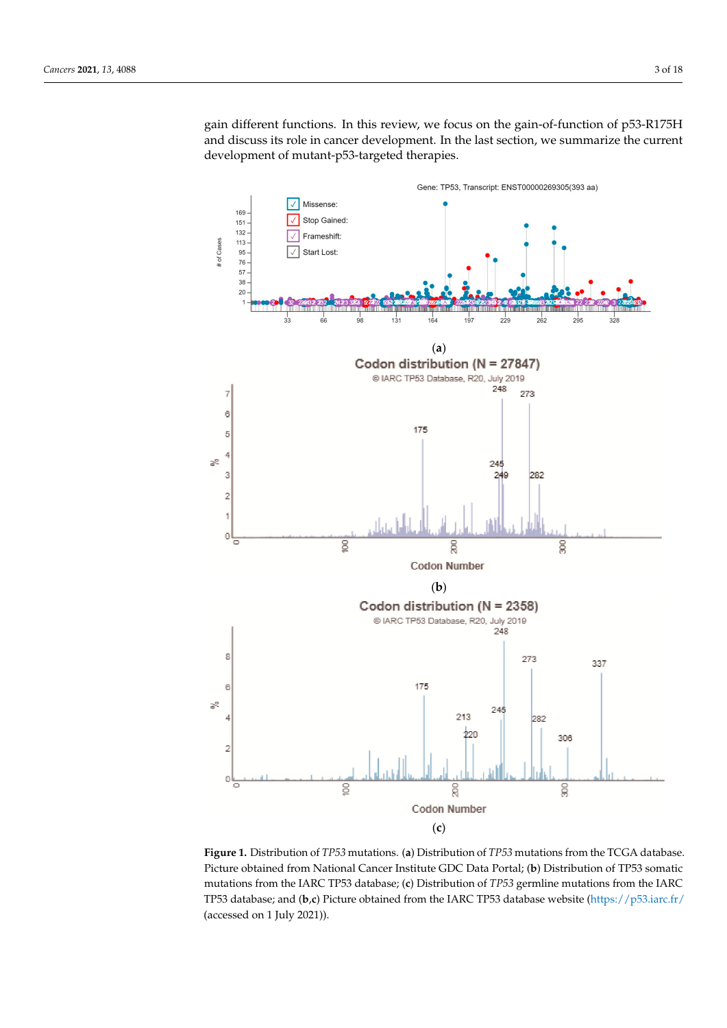gain different functions. In this review, we focus on the gain-of-function of p53-R175H and discuss its role in cancer development. In the last section, we summarize the current development of mutant-p53-targeted therapies.

(a)

(b)

(c)

**Figure 1.** Distribution of *TP53* mutations. (**a**) Distribution of *TP53* mutations from the TCGA database. Picture obtained from National Cancer Institute GDC Data Portal; (**b**) Distribution of TP53 somatic mutations from the IARC TP53 database; (**c**) Distribution of *TP53* germline mutations from the IARC TP53 database; and (**b**,**c**) Picture obtained from the IARC TP53 database website (https://p53.iarc.fr/ (accessed on 1 July 2021)).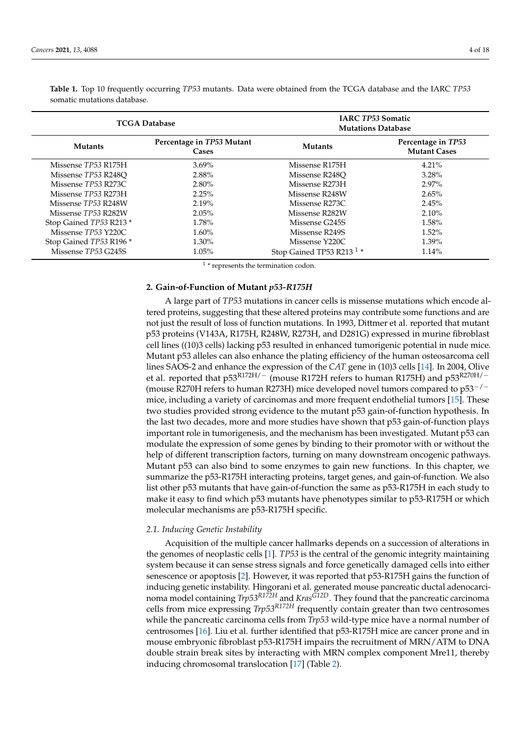**Table 1.** Top 10 frequently occurring *TP53* mutants. Data were obtained from the TCGA database and the IARC *TP53* somatic mutations database.

| TCGA Database | | IARC *TP53* Somatic Mutations Database | |
|---|---|---|---|
| **Mutants** | **Percentage in *TP53* Mutant Cases** | **Mutants** | **Percentage in *TP53* Mutant Cases** |
| Missense *TP53* R175H | 3.69% | Missense R175H | 4.21% |
| Missense *TP53* R248Q | 2.88% | Missense R248Q | 3.28% |
| Missense *TP53* R273C | 2.80% | Missense R273H | 2.97% |
| Missense *TP53* R273H | 2.25% | Missense R248W | 2.65% |
| Missense *TP53* R248W | 2.19% | Missense R273C | 2.45% |
| Missense *TP53* R282W | 2.05% | Missense R282W | 2.10% |
| Stop Gained *TP53* R213 * | 1.78% | Missense G245S | 1.58% |
| Missense *TP53* Y220C | 1.60% | Missense R249S | 1.52% |
| Stop Gained *TP53* R196 * | 1.30% | Missense Y220C | 1.39% |
| Missense *TP53* G245S | 1.05% | Stop Gained TP53 R213 [1] * | 1.14% |

[1] * represents the termination codon.

## 2. Gain-of-Function of Mutant *p53-R175H*

A large part of *TP53* mutations in cancer cells is missense mutations which encode altered proteins, suggesting that these altered proteins may contribute some functions and are not just the result of loss of function mutations. In 1993, Dittmer et al. reported that mutant p53 proteins (V143A, R175H, R248W, R273H, and D281G) expressed in murine fibroblast cell lines ((10)3 cells) lacking p53 resulted in enhanced tumorigenic potential in nude mice. Mutant p53 alleles can also enhance the plating efficiency of the human osteosarcoma cell lines SAOS-2 and enhance the expression of the *CAT* gene in (10)3 cells [14]. In 2004, Olive et al. reported that $p53^{R172H/-}$ (mouse R172H refers to human R175H) and $p53^{R270H/-}$ (mouse R270H refers to human R273H) mice developed novel tumors compared to $p53^{-/-}$ mice, including a variety of carcinomas and more frequent endothelial tumors [15]. These two studies provided strong evidence to the mutant p53 gain-of-function hypothesis. In the last two decades, more and more studies have shown that p53 gain-of-function plays important role in tumorigenesis, and the mechanism has been investigated. Mutant p53 can modulate the expression of some genes by binding to their promotor with or without the help of different transcription factors, turning on many downstream oncogenic pathways. Mutant p53 can also bind to some enzymes to gain new functions. In this chapter, we summarize the p53-R175H interacting proteins, target genes, and gain-of-function. We also list other p53 mutants that have gain-of-function the same as p53-R175H in each study to make it easy to find which p53 mutants have phenotypes similar to p53-R175H or which molecular mechanisms are p53-R175H specific.

### 2.1. Inducing Genetic Instability

Acquisition of the multiple cancer hallmarks depends on a succession of alterations in the genomes of neoplastic cells [1]. *TP53* is the central of the genomic integrity maintaining system because it can sense stress signals and force genetically damaged cells into either senescence or apoptosis [2]. However, it was reported that p53-R175H gains the function of inducing genetic instability. Hingorani et al. generated mouse pancreatic ductal adenocarcinoma model containing $Trp53^{R172H}$ and $Kras^{G12D}$. They found that the pancreatic carcinoma cells from mice expressing $Trp53^{R172H}$ frequently contain greater than two centrosomes while the pancreatic carcinoma cells from *Trp53* wild-type mice have a normal number of centrosomes [16]. Liu et al. further identified that p53-R175H mice are cancer prone and in mouse embryonic fibroblast p53-R175H impairs the recruitment of MRN/ATM to DNA double strain break sites by interacting with MRN complex component Mre11, thereby inducing chromosomal translocation [17] (Table 2).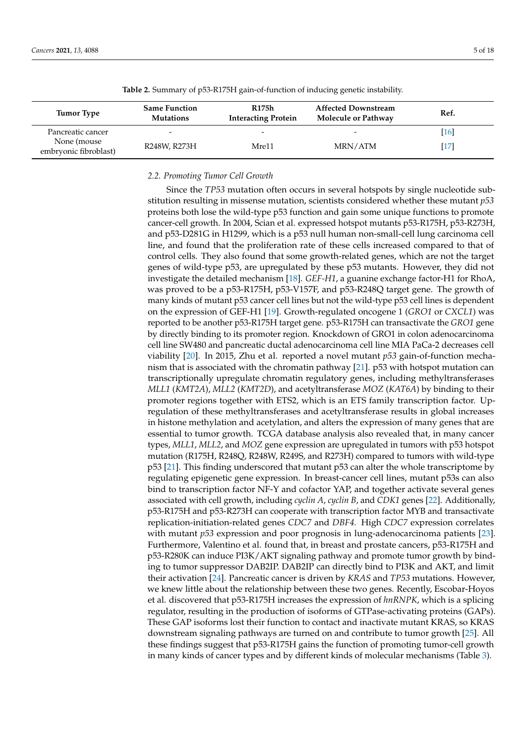**Table 2.** Summary of p53-R175H gain-of-function of inducing genetic instability.

| Tumor Type | Same Function Mutations | R175h Interacting Protein | Affected Downstream Molecule or Pathway | Ref. |
|---|---|---|---|---|
| Pancreatic cancer | - | - | - | [16] |
| None (mouse embryonic fibroblast) | R248W, R273H | Mre11 | MRN/ATM | [17] |

### 2.2. Promoting Tumor Cell Growth

Since the *TP53* mutation often occurs in several hotspots by single nucleotide substitution resulting in missense mutation, scientists considered whether these mutant *p53* proteins both lose the wild-type p53 function and gain some unique functions to promote cancer-cell growth. In 2004, Scian et al. expressed hotspot mutants p53-R175H, p53-R273H, and p53-D281G in H1299, which is a p53 null human non-small-cell lung carcinoma cell line, and found that the proliferation rate of these cells increased compared to that of control cells. They also found that some growth-related genes, which are not the target genes of wild-type p53, are upregulated by these p53 mutants. However, they did not investigate the detailed mechanism [18]. *GEF-H1*, a guanine exchange factor-H1 for RhoA, was proved to be a p53-R175H, p53-V157F, and p53-R248Q target gene. The growth of many kinds of mutant p53 cancer cell lines but not the wild-type p53 cell lines is dependent on the expression of GEF-H1 [19]. Growth-regulated oncogene 1 (*GRO1* or *CXCL1*) was reported to be another p53-R175H target gene. p53-R175H can transactivate the *GRO1* gene by directly binding to its promoter region. Knockdown of GRO1 in colon adenocarcinoma cell line SW480 and pancreatic ductal adenocarcinoma cell line MIA PaCa-2 decreases cell viability [20]. In 2015, Zhu et al. reported a novel mutant *p53* gain-of-function mechanism that is associated with the chromatin pathway [21]. p53 with hotspot mutation can transcriptionally upregulate chromatin regulatory genes, including methyltransferases *MLL1* (*KMT2A*), *MLL2* (*KMT2D*), and acetyltransferase *MOZ* (*KAT6A*) by binding to their promoter regions together with ETS2, which is an ETS family transcription factor. Upregulation of these methyltransferases and acetyltransferase results in global increases in histone methylation and acetylation, and alters the expression of many genes that are essential to tumor growth. TCGA database analysis also revealed that, in many cancer types, *MLL1*, *MLL2*, and *MOZ* gene expression are upregulated in tumors with p53 hotspot mutation (R175H, R248Q, R248W, R249S, and R273H) compared to tumors with wild-type p53 [21]. This finding underscored that mutant p53 can alter the whole transcriptome by regulating epigenetic gene expression. In breast-cancer cell lines, mutant p53s can also bind to transcription factor NF-Y and cofactor YAP, and together activate several genes associated with cell growth, including *cyclin A*, *cyclin B*, and *CDK1* genes [22]. Additionally, p53-R175H and p53-R273H can cooperate with transcription factor MYB and transactivate replication-initiation-related genes *CDC7* and *DBF4.* High *CDC7* expression correlates with mutant *p53* expression and poor prognosis in lung-adenocarcinoma patients [23]. Furthermore, Valentino et al. found that, in breast and prostate cancers, p53-R175H and p53-R280K can induce PI3K/AKT signaling pathway and promote tumor growth by binding to tumor suppressor DAB2IP. DAB2IP can directly bind to PI3K and AKT, and limit their activation [24]. Pancreatic cancer is driven by *KRAS* and *TP53* mutations. However, we knew little about the relationship between these two genes. Recently, Escobar-Hoyos et al. discovered that p53-R175H increases the expression of *hnRNPK*, which is a splicing regulator, resulting in the production of isoforms of GTPase-activating proteins (GAPs). These GAP isoforms lost their function to contact and inactivate mutant KRAS, so KRAS downstream signaling pathways are turned on and contribute to tumor growth [25]. All these findings suggest that p53-R175H gains the function of promoting tumor-cell growth in many kinds of cancer types and by different kinds of molecular mechanisms (Table 3).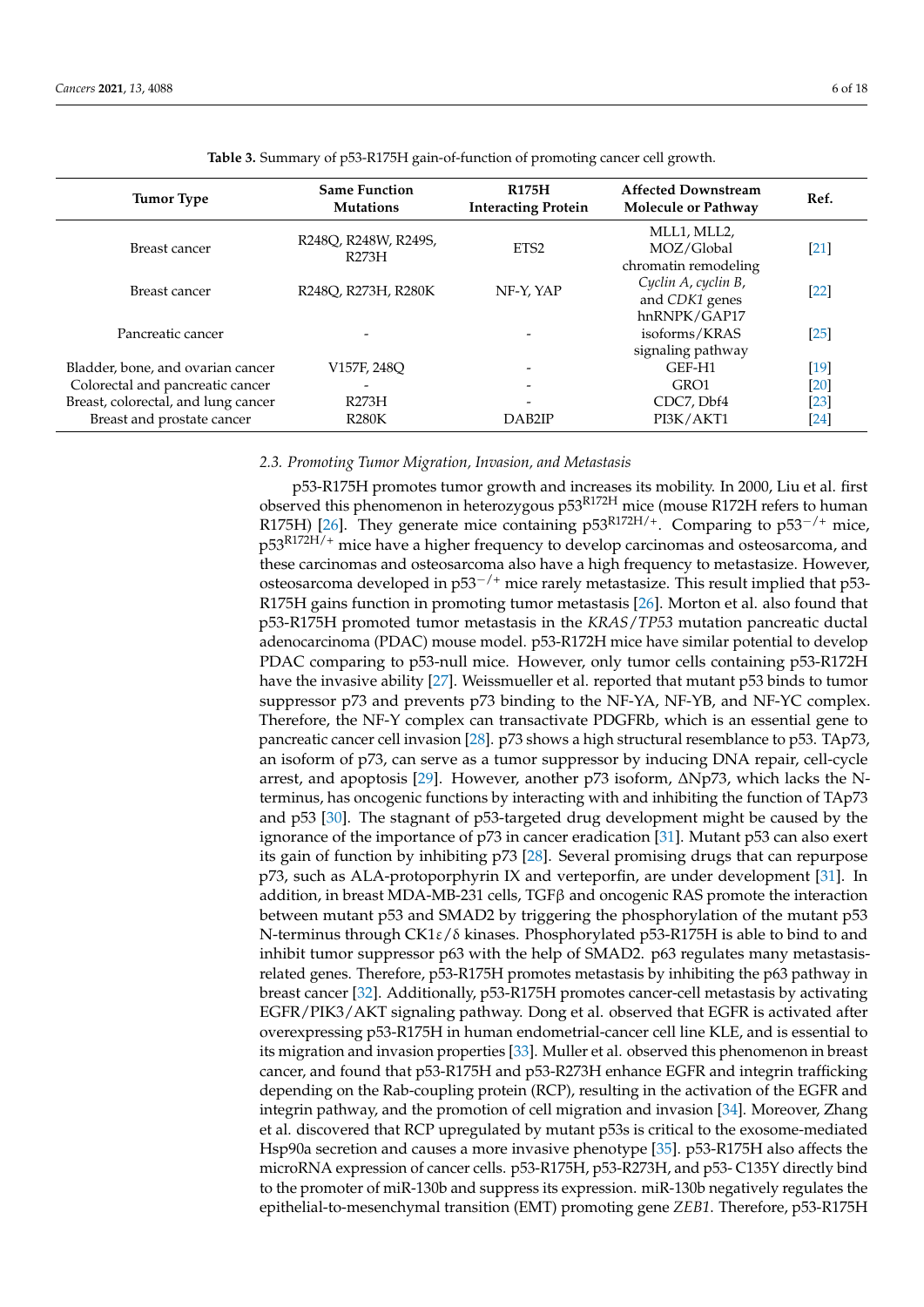**Table 3.** Summary of p53-R175H gain-of-function of promoting cancer cell growth.

| Tumor Type | Same Function Mutations | R175H Interacting Protein | Affected Downstream Molecule or Pathway | Ref. |
|---|---|---|---|---|
| Breast cancer | R248Q, R248W, R249S, R273H | ETS2 | MLL1, MLL2, MOZ/Global chromatin remodeling | [21] |
| Breast cancer | R248Q, R273H, R280K | NF-Y, YAP | *Cyclin A*, *cyclin B*, and *CDK1* genes | [22] |
| Pancreatic cancer | - | - | hnRNPK/GAP17 isoforms/KRAS signaling pathway | [25] |
| Bladder, bone, and ovarian cancer | V157F, 248Q | - | GEF-H1 | [19] |
| Colorectal and pancreatic cancer | - | - | GRO1 | [20] |
| Breast, colorectal, and lung cancer | R273H | - | CDC7, Dbf4 | [23] |
| Breast and prostate cancer | R280K | DAB2IP | PI3K/AKT1 | [24] |

### 2.3. Promoting Tumor Migration, Invasion, and Metastasis

p53-R175H promotes tumor growth and increases its mobility. In 2000, Liu et al. first observed this phenomenon in heterozygous p53$^{R172H}$ mice (mouse R172H refers to human R175H) [26]. They generate mice containing p53$^{R172H/+}$. Comparing to p53$^{-/+}$ mice, p53$^{R172H/+}$ mice have a higher frequency to develop carcinomas and osteosarcoma, and these carcinomas and osteosarcoma also have a high frequency to metastasize. However, osteosarcoma developed in p53$^{-/+}$ mice rarely metastasize. This result implied that p53-R175H gains function in promoting tumor metastasis [26]. Morton et al. also found that p53-R175H promoted tumor metastasis in the *KRAS*/*TP53* mutation pancreatic ductal adenocarcinoma (PDAC) mouse model. p53-R172H mice have similar potential to develop PDAC comparing to p53-null mice. However, only tumor cells containing p53-R172H have the invasive ability [27]. Weissmueller et al. reported that mutant p53 binds to tumor suppressor p73 and prevents p73 binding to the NF-YA, NF-YB, and NF-YC complex. Therefore, the NF-Y complex can transactivate PDGFRb, which is an essential gene to pancreatic cancer cell invasion [28]. p73 shows a high structural resemblance to p53. TAp73, an isoform of p73, can serve as a tumor suppressor by inducing DNA repair, cell-cycle arrest, and apoptosis [29]. However, another p73 isoform, ΔNp73, which lacks the N-terminus, has oncogenic functions by interacting with and inhibiting the function of TAp73 and p53 [30]. The stagnant of p53-targeted drug development might be caused by the ignorance of the importance of p73 in cancer eradication [31]. Mutant p53 can also exert its gain of function by inhibiting p73 [28]. Several promising drugs that can repurpose p73, such as ALA-protoporphyrin IX and verteporfin, are under development [31]. In addition, in breast MDA-MB-231 cells, TGFβ and oncogenic RAS promote the interaction between mutant p53 and SMAD2 by triggering the phosphorylation of the mutant p53 N-terminus through CK1ε/δ kinases. Phosphorylated p53-R175H is able to bind to and inhibit tumor suppressor p63 with the help of SMAD2. p63 regulates many metastasis-related genes. Therefore, p53-R175H promotes metastasis by inhibiting the p63 pathway in breast cancer [32]. Additionally, p53-R175H promotes cancer-cell metastasis by activating EGFR/PIK3/AKT signaling pathway. Dong et al. observed that EGFR is activated after overexpressing p53-R175H in human endometrial-cancer cell line KLE, and is essential to its migration and invasion properties [33]. Muller et al. observed this phenomenon in breast cancer, and found that p53-R175H and p53-R273H enhance EGFR and integrin trafficking depending on the Rab-coupling protein (RCP), resulting in the activation of the EGFR and integrin pathway, and the promotion of cell migration and invasion [34]. Moreover, Zhang et al. discovered that RCP upregulated by mutant p53s is critical to the exosome-mediated Hsp90a secretion and causes a more invasive phenotype [35]. p53-R175H also affects the microRNA expression of cancer cells. p53-R175H, p53-R273H, and p53- C135Y directly bind to the promoter of miR-130b and suppress its expression. miR-130b negatively regulates the epithelial-to-mesenchymal transition (EMT) promoting gene *ZEB1*. Therefore, p53-R175H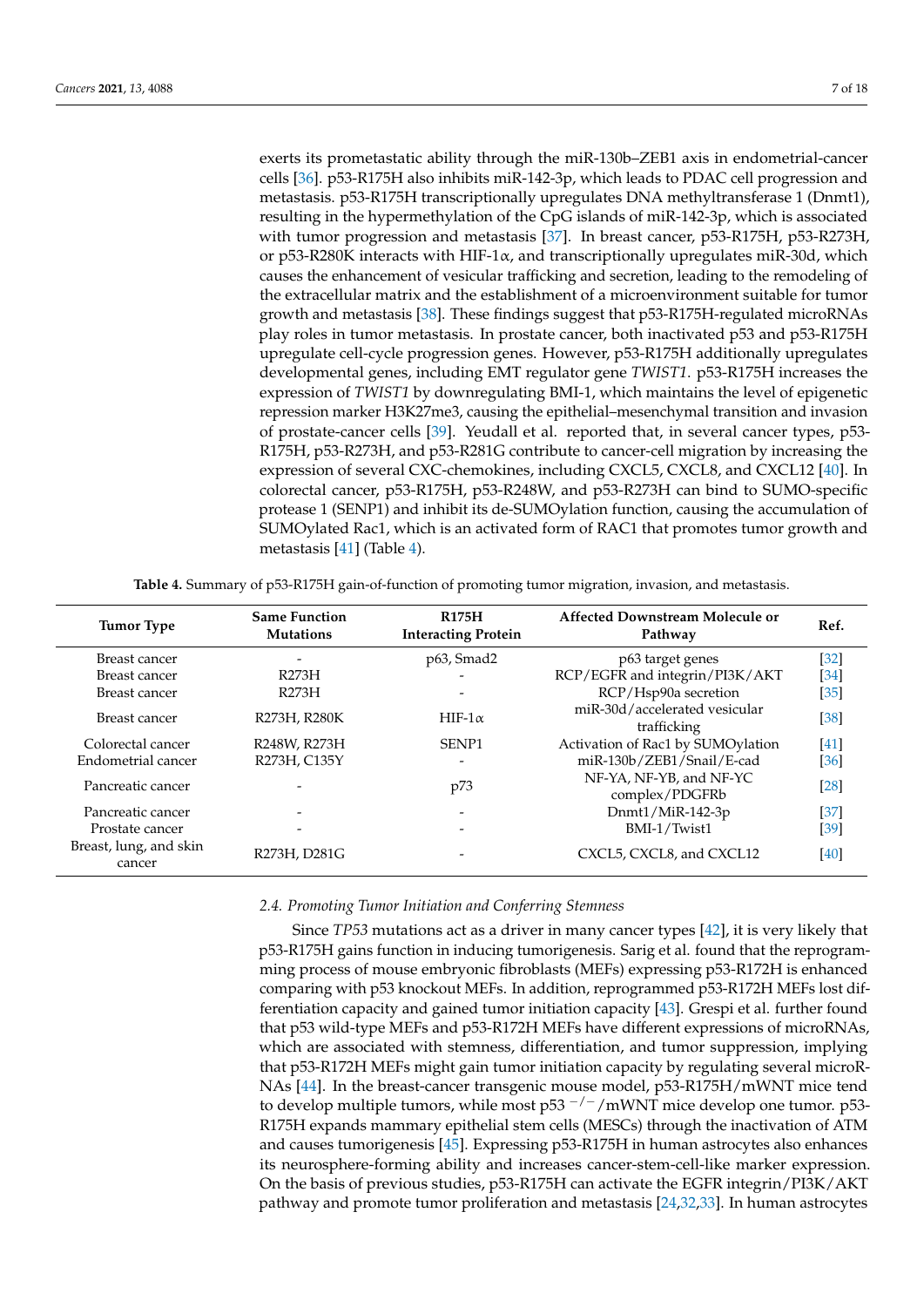exerts its prometastatic ability through the miR-130b–ZEB1 axis in endometrial-cancer cells [36]. p53-R175H also inhibits miR-142-3p, which leads to PDAC cell progression and metastasis. p53-R175H transcriptionally upregulates DNA methyltransferase 1 (Dnmt1), resulting in the hypermethylation of the CpG islands of miR-142-3p, which is associated with tumor progression and metastasis [37]. In breast cancer, p53-R175H, p53-R273H, or p53-R280K interacts with HIF-1α, and transcriptionally upregulates miR-30d, which causes the enhancement of vesicular trafficking and secretion, leading to the remodeling of the extracellular matrix and the establishment of a microenvironment suitable for tumor growth and metastasis [38]. These findings suggest that p53-R175H-regulated microRNAs play roles in tumor metastasis. In prostate cancer, both inactivated p53 and p53-R175H upregulate cell-cycle progression genes. However, p53-R175H additionally upregulates developmental genes, including EMT regulator gene *TWIST1*. p53-R175H increases the expression of *TWIST1* by downregulating BMI-1, which maintains the level of epigenetic repression marker H3K27me3, causing the epithelial–mesenchymal transition and invasion of prostate-cancer cells [39]. Yeudall et al. reported that, in several cancer types, p53-R175H, p53-R273H, and p53-R281G contribute to cancer-cell migration by increasing the expression of several CXC-chemokines, including CXCL5, CXCL8, and CXCL12 [40]. In colorectal cancer, p53-R175H, p53-R248W, and p53-R273H can bind to SUMO-specific protease 1 (SENP1) and inhibit its de-SUMOylation function, causing the accumulation of SUMOylated Rac1, which is an activated form of RAC1 that promotes tumor growth and metastasis [41] (Table 4).

**Table 4.** Summary of p53-R175H gain-of-function of promoting tumor migration, invasion, and metastasis.

| Tumor Type | Same Function Mutations | R175H Interacting Protein | Affected Downstream Molecule or Pathway | Ref. |
|---|---|---|---|---|
| Breast cancer | - | p63, Smad2 | p63 target genes | [32] |
| Breast cancer | R273H | - | RCP/EGFR and integrin/PI3K/AKT | [34] |
| Breast cancer | R273H | - | RCP/Hsp90a secretion | [35] |
| Breast cancer | R273H, R280K | HIF-1α | miR-30d/accelerated vesicular trafficking | [38] |
| Colorectal cancer | R248W, R273H | SENP1 | Activation of Rac1 by SUMOylation | [41] |
| Endometrial cancer | R273H, C135Y | - | miR-130b/ZEB1/Snail/E-cad | [36] |
| Pancreatic cancer | - | p73 | NF-YA, NF-YB, and NF-YC complex/PDGFRb | [28] |
| Pancreatic cancer | - | - | Dnmt1/MiR-142-3p | [37] |
| Prostate cancer | - | - | BMI-1/Twist1 | [39] |
| Breast, lung, and skin cancer | R273H, D281G | - | CXCL5, CXCL8, and CXCL12 | [40] |

### 2.4. Promoting Tumor Initiation and Conferring Stemness

Since *TP53* mutations act as a driver in many cancer types [42], it is very likely that p53-R175H gains function in inducing tumorigenesis. Sarig et al. found that the reprogramming process of mouse embryonic fibroblasts (MEFs) expressing p53-R172H is enhanced comparing with p53 knockout MEFs. In addition, reprogrammed p53-R172H MEFs lost differentiation capacity and gained tumor initiation capacity [43]. Grespi et al. further found that p53 wild-type MEFs and p53-R172H MEFs have different expressions of microRNAs, which are associated with stemness, differentiation, and tumor suppression, implying that p53-R172H MEFs might gain tumor initiation capacity by regulating several microRNAs [44]. In the breast-cancer transgenic mouse model, p53-R175H/mWNT mice tend to develop multiple tumors, while most p53 $^{-/-}$/mWNT mice develop one tumor. p53-R175H expands mammary epithelial stem cells (MESCs) through the inactivation of ATM and causes tumorigenesis [45]. Expressing p53-R175H in human astrocytes also enhances its neurosphere-forming ability and increases cancer-stem-cell-like marker expression. On the basis of previous studies, p53-R175H can activate the EGFR integrin/PI3K/AKT pathway and promote tumor proliferation and metastasis [24,32,33]. In human astrocytes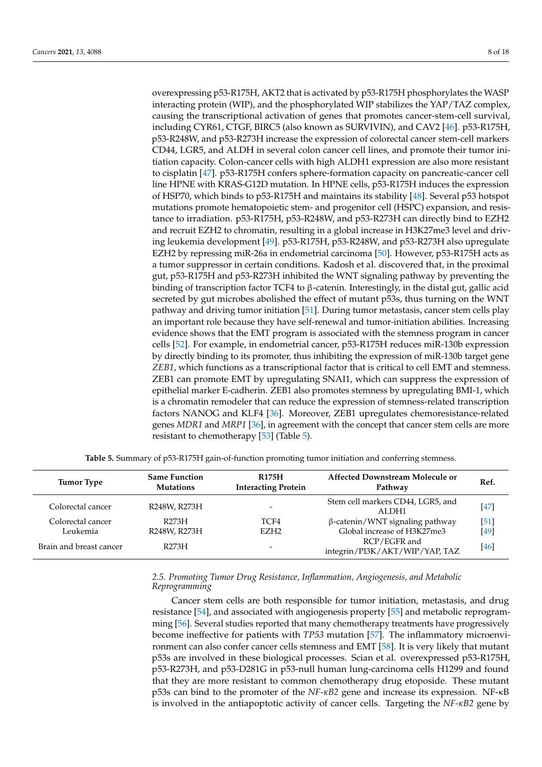overexpressing p53-R175H, AKT2 that is activated by p53-R175H phosphorylates the WASP interacting protein (WIP), and the phosphorylated WIP stabilizes the YAP/TAZ complex, causing the transcriptional activation of genes that promotes cancer-stem-cell survival, including CYR61, CTGF, BIRC5 (also known as SURVIVIN), and CAV2 [46]. p53-R175H, p53-R248W, and p53-R273H increase the expression of colorectal cancer stem-cell markers CD44, LGR5, and ALDH in several colon cancer cell lines, and promote their tumor initiation capacity. Colon-cancer cells with high ALDH1 expression are also more resistant to cisplatin [47]. p53-R175H confers sphere-formation capacity on pancreatic-cancer cell line HPNE with KRAS-G12D mutation. In HPNE cells, p53-R175H induces the expression of HSP70, which binds to p53-R175H and maintains its stability [48]. Several p53 hotspot mutations promote hematopoietic stem- and progenitor cell (HSPC) expansion, and resistance to irradiation. p53-R175H, p53-R248W, and p53-R273H can directly bind to EZH2 and recruit EZH2 to chromatin, resulting in a global increase in H3K27me3 level and driving leukemia development [49]. p53-R175H, p53-R248W, and p53-R273H also upregulate EZH2 by repressing miR-26a in endometrial carcinoma [50]. However, p53-R175H acts as a tumor suppressor in certain conditions. Kadosh et al. discovered that, in the proximal gut, p53-R175H and p53-R273H inhibited the WNT signaling pathway by preventing the binding of transcription factor TCF4 to β-catenin. Interestingly, in the distal gut, gallic acid secreted by gut microbes abolished the effect of mutant p53s, thus turning on the WNT pathway and driving tumor initiation [51]. During tumor metastasis, cancer stem cells play an important role because they have self-renewal and tumor-initiation abilities. Increasing evidence shows that the EMT program is associated with the stemness program in cancer cells [52]. For example, in endometrial cancer, p53-R175H reduces miR-130b expression by directly binding to its promoter, thus inhibiting the expression of miR-130b target gene *ZEB1*, which functions as a transcriptional factor that is critical to cell EMT and stemness. ZEB1 can promote EMT by upregulating SNAI1, which can suppress the expression of epithelial marker E-cadherin. ZEB1 also promotes stemness by upregulating BMI-1, which is a chromatin remodeler that can reduce the expression of stemness-related transcription factors NANOG and KLF4 [36]. Moreover, ZEB1 upregulates chemoresistance-related genes *MDR1* and *MRP1* [36], in agreement with the concept that cancer stem cells are more resistant to chemotherapy [53] (Table 5).

**Table 5.** Summary of p53-R175H gain-of-function promoting tumor initiation and conferring stemness.

| Tumor Type | Same Function Mutations | R175H Interacting Protein | Affected Downstream Molecule or Pathway | Ref. |
|---|---|---|---|---|
| Colorectal cancer | R248W, R273H | - | Stem cell markers CD44, LGR5, and ALDH1 | [47] |
| Colorectal cancer | R273H | TCF4 | β-catenin/WNT signaling pathway | [51] |
| Leukemia | R248W, R273H | EZH2 | Global increase of H3K27me3 | [49] |
| Brain and breast cancer | R273H | - | RCP/EGFR and integrin/PI3K/AKT/WIP/YAP, TAZ | [46] |

### *2.5. Promoting Tumor Drug Resistance, Inflammation, Angiogenesis, and Metabolic Reprogramming*

Cancer stem cells are both responsible for tumor initiation, metastasis, and drug resistance [54], and associated with angiogenesis property [55] and metabolic reprogramming [56]. Several studies reported that many chemotherapy treatments have progressively become ineffective for patients with *TP53* mutation [57]. The inflammatory microenvironment can also confer cancer cells stemness and EMT [58]. It is very likely that mutant p53s are involved in these biological processes. Scian et al. overexpressed p53-R175H, p53-R273H, and p53-D281G in p53-null human lung-carcinoma cells H1299 and found that they are more resistant to common chemotherapy drug etoposide. These mutant p53s can bind to the promoter of the *NF-κB2* gene and increase its expression. NF-κB is involved in the antiapoptotic activity of cancer cells. Targeting the *NF-κB2* gene by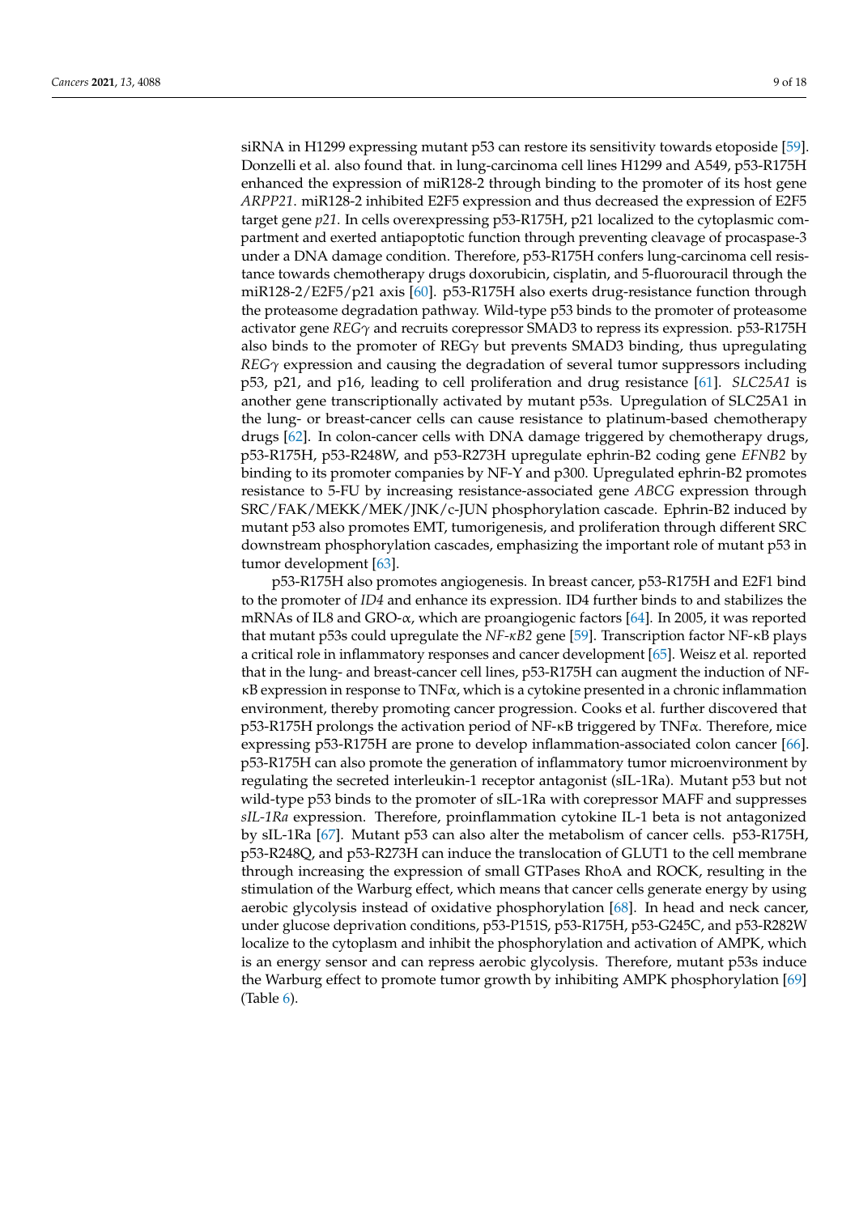siRNA in H1299 expressing mutant p53 can restore its sensitivity towards etoposide [59]. Donzelli et al. also found that. in lung-carcinoma cell lines H1299 and A549, p53-R175H enhanced the expression of miR128-2 through binding to the promoter of its host gene *ARPP21*. miR128-2 inhibited E2F5 expression and thus decreased the expression of E2F5 target gene *p21*. In cells overexpressing p53-R175H, p21 localized to the cytoplasmic compartment and exerted antiapoptotic function through preventing cleavage of procaspase-3 under a DNA damage condition. Therefore, p53-R175H confers lung-carcinoma cell resistance towards chemotherapy drugs doxorubicin, cisplatin, and 5-fluorouracil through the miR128-2/E2F5/p21 axis [60]. p53-R175H also exerts drug-resistance function through the proteasome degradation pathway. Wild-type p53 binds to the promoter of proteasome activator gene *REGγ* and recruits corepressor SMAD3 to repress its expression. p53-R175H also binds to the promoter of REGγ but prevents SMAD3 binding, thus upregulating *REGγ* expression and causing the degradation of several tumor suppressors including p53, p21, and p16, leading to cell proliferation and drug resistance [61]. *SLC25A1* is another gene transcriptionally activated by mutant p53s. Upregulation of SLC25A1 in the lung- or breast-cancer cells can cause resistance to platinum-based chemotherapy drugs [62]. In colon-cancer cells with DNA damage triggered by chemotherapy drugs, p53-R175H, p53-R248W, and p53-R273H upregulate ephrin-B2 coding gene *EFNB2* by binding to its promoter companies by NF-Y and p300. Upregulated ephrin-B2 promotes resistance to 5-FU by increasing resistance-associated gene *ABCG* expression through SRC/FAK/MEKK/MEK/JNK/c-JUN phosphorylation cascade. Ephrin-B2 induced by mutant p53 also promotes EMT, tumorigenesis, and proliferation through different SRC downstream phosphorylation cascades, emphasizing the important role of mutant p53 in tumor development [63].

p53-R175H also promotes angiogenesis. In breast cancer, p53-R175H and E2F1 bind to the promoter of *ID4* and enhance its expression. ID4 further binds to and stabilizes the mRNAs of IL8 and GRO-α, which are proangiogenic factors [64]. In 2005, it was reported that mutant p53s could upregulate the *NF-κB2* gene [59]. Transcription factor NF-κB plays a critical role in inflammatory responses and cancer development [65]. Weisz et al. reported that in the lung- and breast-cancer cell lines, p53-R175H can augment the induction of NF-κB expression in response to TNFα, which is a cytokine presented in a chronic inflammation environment, thereby promoting cancer progression. Cooks et al. further discovered that p53-R175H prolongs the activation period of NF-κB triggered by TNFα. Therefore, mice expressing p53-R175H are prone to develop inflammation-associated colon cancer [66]. p53-R175H can also promote the generation of inflammatory tumor microenvironment by regulating the secreted interleukin-1 receptor antagonist (sIL-1Ra). Mutant p53 but not wild-type p53 binds to the promoter of sIL-1Ra with corepressor MAFF and suppresses *sIL-1Ra* expression. Therefore, proinflammation cytokine IL-1 beta is not antagonized by sIL-1Ra [67]. Mutant p53 can also alter the metabolism of cancer cells. p53-R175H, p53-R248Q, and p53-R273H can induce the translocation of GLUT1 to the cell membrane through increasing the expression of small GTPases RhoA and ROCK, resulting in the stimulation of the Warburg effect, which means that cancer cells generate energy by using aerobic glycolysis instead of oxidative phosphorylation [68]. In head and neck cancer, under glucose deprivation conditions, p53-P151S, p53-R175H, p53-G245C, and p53-R282W localize to the cytoplasm and inhibit the phosphorylation and activation of AMPK, which is an energy sensor and can repress aerobic glycolysis. Therefore, mutant p53s induce the Warburg effect to promote tumor growth by inhibiting AMPK phosphorylation [69] (Table 6).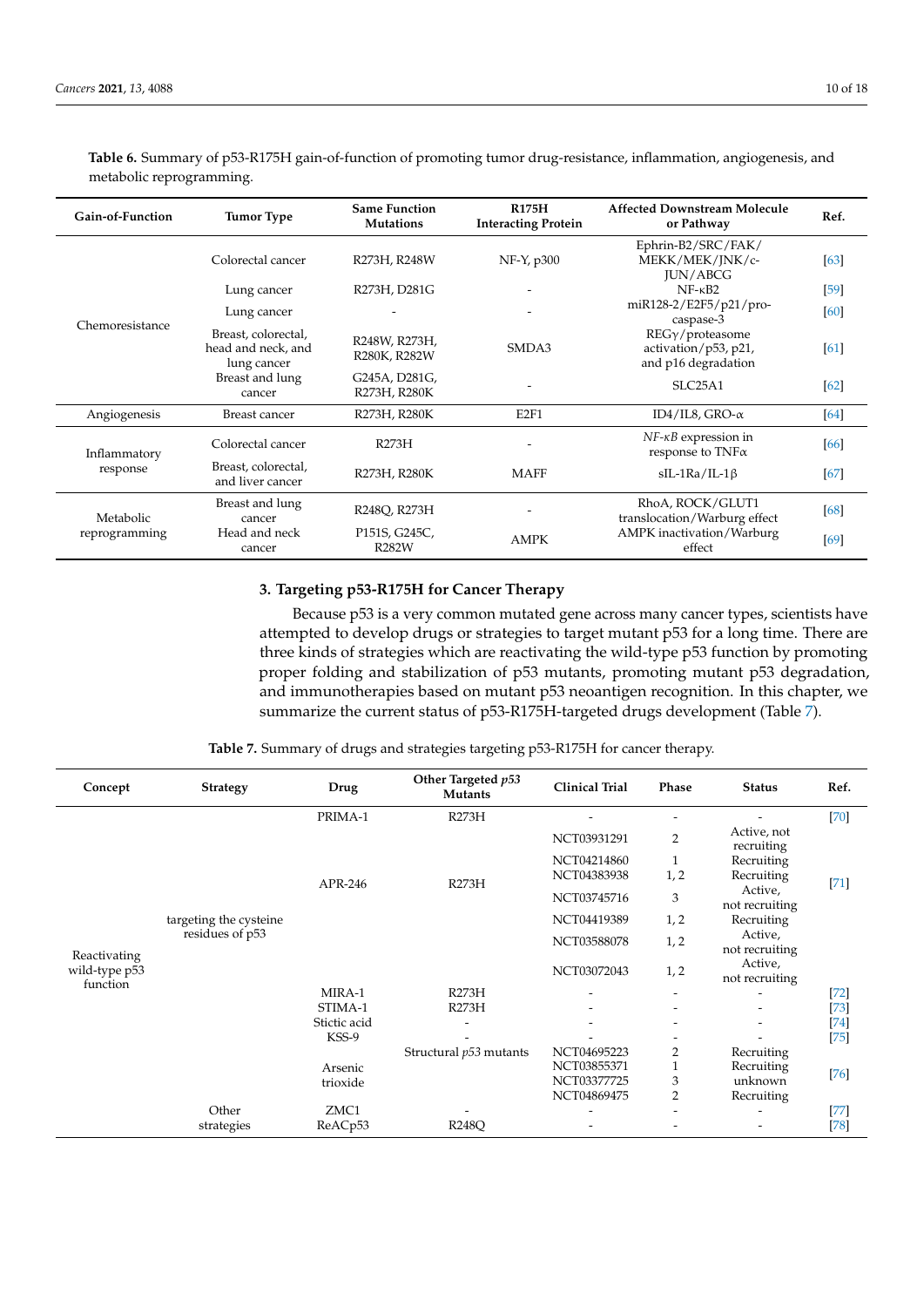**Table 6.** Summary of p53-R175H gain-of-function of promoting tumor drug-resistance, inflammation, angiogenesis, and metabolic reprogramming.

| Gain-of-Function | Tumor Type | Same Function Mutations | R175H Interacting Protein | Affected Downstream Molecule or Pathway | Ref. |
|---|---|---|---|---|---|
| Chemoresistance | Colorectal cancer | R273H, R248W | NF-Y, p300 | Ephrin-B2/SRC/FAK/ MEKK/MEK/JNK/c-JUN/ABCG | [63] |
| | Lung cancer | R273H, D281G | - | NF-κB2 | [59] |
| | Lung cancer | - | - | miR128-2/E2F5/p21/pro-caspase-3 | [60] |
| | Breast, colorectal, head and neck, and lung cancer | R248W, R273H, R280K, R282W | SMDA3 | REGγ/proteasome activation/p53, p21, and p16 degradation | [61] |
| | Breast and lung cancer | G245A, D281G, R273H, R280K | - | SLC25A1 | [62] |
| Angiogenesis | Breast cancer | R273H, R280K | E2F1 | ID4/IL8, GRO-α | [64] |
| Inflammatory response | Colorectal cancer | R273H | - | *NF-κB* expression in response to TNFα | [66] |
| | Breast, colorectal, and liver cancer | R273H, R280K | MAFF | sIL-1Ra/IL-1β | [67] |
| Metabolic reprogramming | Breast and lung cancer | R248Q, R273H | - | RhoA, ROCK/GLUT1 translocation/Warburg effect | [68] |
| | Head and neck cancer | P151S, G245C, R282W | AMPK | AMPK inactivation/Warburg effect | [69] |

## 3. Targeting p53-R175H for Cancer Therapy

Because p53 is a very common mutated gene across many cancer types, scientists have attempted to develop drugs or strategies to target mutant p53 for a long time. There are three kinds of strategies which are reactivating the wild-type p53 function by promoting proper folding and stabilization of p53 mutants, promoting mutant p53 degradation, and immunotherapies based on mutant p53 neoantigen recognition. In this chapter, we summarize the current status of p53-R175H-targeted drugs development (Table 7).

**Table 7.** Summary of drugs and strategies targeting p53-R175H for cancer therapy.

| Concept | Strategy | Drug | Other Targeted *p53* Mutants | Clinical Trial | Phase | Status | Ref. |
|---|---|---|---|---|---|---|---|
| Reactivating wild-type p53 function | targeting the cysteine residues of p53 | PRIMA-1 | R273H | - | - | - | [70] |
| | | APR-246 | R273H | NCT03931291 | 2 | Active, not recruiting | [71] |
| | | | | NCT04214860 | 1 | Recruiting | |
| | | | | NCT04383938 | 1, 2 | Recruiting | |
| | | | | NCT03745716 | 3 | Active, not recruiting | |
| | | | | NCT04419389 | 1, 2 | Recruiting | |
| | | | | NCT03588078 | 1, 2 | Active, not recruiting | |
| | | | | NCT03072043 | 1, 2 | Active, not recruiting | |
| | | MIRA-1 | R273H | - | - | - | [72] |
| | | STIMA-1 | R273H | - | - | - | [73] |
| | | Stictic acid | - | - | - | - | [74] |
| | | KSS-9 | - | - | - | - | [75] |
| | | Arsenic trioxide | Structural *p53* mutants | NCT04695223 | 2 | Recruiting | [76] |
| | | | | NCT03855371 | 1 | Recruiting | |
| | | | | NCT03377725 | 3 | unknown | |
| | | | | NCT04869475 | 2 | Recruiting | |
| | Other strategies | ZMC1 | - | - | - | - | [77] |
| | | ReACp53 | R248Q | - | - | - | [78] |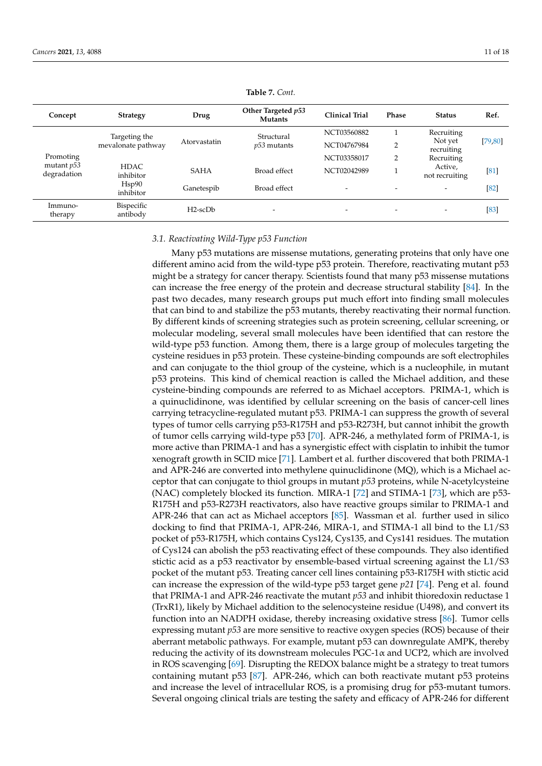**Table 7.** *Cont.*

| Concept | Strategy | Drug | Other Targeted *p53* Mutants | Clinical Trial | Phase | Status | Ref. |
|---|---|---|---|---|---|---|---|
| Promoting mutant *p53* degradation | Targeting the mevalonate pathway | Atorvastatin | Structural *p53* mutants | NCT03560882 | 1 | Recruiting | [79,80] |
| | | | | NCT04767984 | 2 | Not yet recruiting | |
| | HDAC inhibitor | SAHA | Broad effect | NCT03358017 | 2 | Recruiting | [81] |
| | | | | NCT02042989 | 1 | Active, not recruiting | |
| | Hsp90 inhibitor | Ganetespib | Broad effect | - | - | - | [82] |
| Immuno-therapy | Bispecific antibody | H2-scDb | - | - | - | - | [83] |

### 3.1. Reactivating Wild-Type p53 Function

Many p53 mutations are missense mutations, generating proteins that only have one different amino acid from the wild-type p53 protein. Therefore, reactivating mutant p53 might be a strategy for cancer therapy. Scientists found that many p53 missense mutations can increase the free energy of the protein and decrease structural stability [84]. In the past two decades, many research groups put much effort into finding small molecules that can bind to and stabilize the p53 mutants, thereby reactivating their normal function. By different kinds of screening strategies such as protein screening, cellular screening, or molecular modeling, several small molecules have been identified that can restore the wild-type p53 function. Among them, there is a large group of molecules targeting the cysteine residues in p53 protein. These cysteine-binding compounds are soft electrophiles and can conjugate to the thiol group of the cysteine, which is a nucleophile, in mutant p53 proteins. This kind of chemical reaction is called the Michael addition, and these cysteine-binding compounds are referred to as Michael acceptors. PRIMA-1, which is a quinuclidinone, was identified by cellular screening on the basis of cancer-cell lines carrying tetracycline-regulated mutant p53. PRIMA-1 can suppress the growth of several types of tumor cells carrying p53-R175H and p53-R273H, but cannot inhibit the growth of tumor cells carrying wild-type p53 [70]. APR-246, a methylated form of PRIMA-1, is more active than PRIMA-1 and has a synergistic effect with cisplatin to inhibit the tumor xenograft growth in SCID mice [71]. Lambert et al. further discovered that both PRIMA-1 and APR-246 are converted into methylene quinuclidinone (MQ), which is a Michael acceptor that can conjugate to thiol groups in mutant *p53* proteins, while N-acetylcysteine (NAC) completely blocked its function. MIRA-1 [72] and STIMA-1 [73], which are p53-R175H and p53-R273H reactivators, also have reactive groups similar to PRIMA-1 and APR-246 that can act as Michael acceptors [85]. Wassman et al. further used in silico docking to find that PRIMA-1, APR-246, MIRA-1, and STIMA-1 all bind to the L1/S3 pocket of p53-R175H, which contains Cys124, Cys135, and Cys141 residues. The mutation of Cys124 can abolish the p53 reactivating effect of these compounds. They also identified stictic acid as a p53 reactivator by ensemble-based virtual screening against the L1/S3 pocket of the mutant p53. Treating cancer cell lines containing p53-R175H with stictic acid can increase the expression of the wild-type p53 target gene *p21* [74]. Peng et al. found that PRIMA-1 and APR-246 reactivate the mutant *p53* and inhibit thioredoxin reductase 1 (TrxR1), likely by Michael addition to the selenocysteine residue (U498), and convert its function into an NADPH oxidase, thereby increasing oxidative stress [86]. Tumor cells expressing mutant *p53* are more sensitive to reactive oxygen species (ROS) because of their aberrant metabolic pathways. For example, mutant p53 can downregulate AMPK, thereby reducing the activity of its downstream molecules PGC-1$\alpha$ and UCP2, which are involved in ROS scavenging [69]. Disrupting the REDOX balance might be a strategy to treat tumors containing mutant p53 [87]. APR-246, which can both reactivate mutant p53 proteins and increase the level of intracellular ROS, is a promising drug for p53-mutant tumors. Several ongoing clinical trials are testing the safety and efficacy of APR-246 for different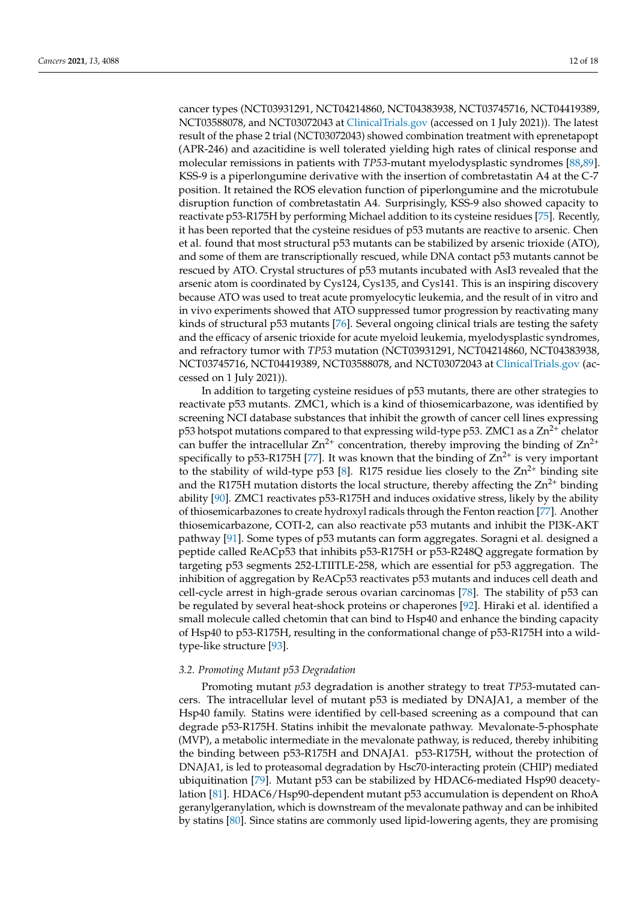cancer types (NCT03931291, NCT04214860, NCT04383938, NCT03745716, NCT04419389, NCT03588078, and NCT03072043 at ClinicalTrials.gov (accessed on 1 July 2021)). The latest result of the phase 2 trial (NCT03072043) showed combination treatment with eprenetapopt (APR-246) and azacitidine is well tolerated yielding high rates of clinical response and molecular remissions in patients with *TP53*-mutant myelodysplastic syndromes [88,89]. KSS-9 is a piperlongumine derivative with the insertion of combretastatin A4 at the C-7 position. It retained the ROS elevation function of piperlongumine and the microtubule disruption function of combretastatin A4. Surprisingly, KSS-9 also showed capacity to reactivate p53-R175H by performing Michael addition to its cysteine residues [75]. Recently, it has been reported that the cysteine residues of p53 mutants are reactive to arsenic. Chen et al. found that most structural p53 mutants can be stabilized by arsenic trioxide (ATO), and some of them are transcriptionally rescued, while DNA contact p53 mutants cannot be rescued by ATO. Crystal structures of p53 mutants incubated with AsI3 revealed that the arsenic atom is coordinated by Cys124, Cys135, and Cys141. This is an inspiring discovery because ATO was used to treat acute promyelocytic leukemia, and the result of in vitro and in vivo experiments showed that ATO suppressed tumor progression by reactivating many kinds of structural p53 mutants [76]. Several ongoing clinical trials are testing the safety and the efficacy of arsenic trioxide for acute myeloid leukemia, myelodysplastic syndromes, and refractory tumor with *TP53* mutation (NCT03931291, NCT04214860, NCT04383938, NCT03745716, NCT04419389, NCT03588078, and NCT03072043 at ClinicalTrials.gov (accessed on 1 July 2021)).

In addition to targeting cysteine residues of p53 mutants, there are other strategies to reactivate p53 mutants. ZMC1, which is a kind of thiosemicarbazone, was identified by screening NCI database substances that inhibit the growth of cancer cell lines expressing p53 hotspot mutations compared to that expressing wild-type p53. ZMC1 as a $Zn^{2+}$ chelator can buffer the intracellular $Zn^{2+}$ concentration, thereby improving the binding of $Zn^{2+}$ specifically to p53-R175H [77]. It was known that the binding of $Zn^{2+}$ is very important to the stability of wild-type p53 [8]. R175 residue lies closely to the $Zn^{2+}$ binding site and the R175H mutation distorts the local structure, thereby affecting the $Zn^{2+}$ binding ability [90]. ZMC1 reactivates p53-R175H and induces oxidative stress, likely by the ability of thiosemicarbazones to create hydroxyl radicals through the Fenton reaction [77]. Another thiosemicarbazone, COTI-2, can also reactivate p53 mutants and inhibit the PI3K-AKT pathway [91]. Some types of p53 mutants can form aggregates. Soragni et al. designed a peptide called ReACp53 that inhibits p53-R175H or p53-R248Q aggregate formation by targeting p53 segments 252-LTIITLE-258, which are essential for p53 aggregation. The inhibition of aggregation by ReACp53 reactivates p53 mutants and induces cell death and cell-cycle arrest in high-grade serous ovarian carcinomas [78]. The stability of p53 can be regulated by several heat-shock proteins or chaperones [92]. Hiraki et al. identified a small molecule called chetomin that can bind to Hsp40 and enhance the binding capacity of Hsp40 to p53-R175H, resulting in the conformational change of p53-R175H into a wild-type-like structure [93].

### 3.2. Promoting Mutant p53 Degradation

Promoting mutant *p53* degradation is another strategy to treat *TP53*-mutated cancers. The intracellular level of mutant p53 is mediated by DNAJA1, a member of the Hsp40 family. Statins were identified by cell-based screening as a compound that can degrade p53-R175H. Statins inhibit the mevalonate pathway. Mevalonate-5-phosphate (MVP), a metabolic intermediate in the mevalonate pathway, is reduced, thereby inhibiting the binding between p53-R175H and DNAJA1. p53-R175H, without the protection of DNAJA1, is led to proteasomal degradation by Hsc70-interacting protein (CHIP) mediated ubiquitination [79]. Mutant p53 can be stabilized by HDAC6-mediated Hsp90 deacetylation [81]. HDAC6/Hsp90-dependent mutant p53 accumulation is dependent on RhoA geranylgeranylation, which is downstream of the mevalonate pathway and can be inhibited by statins [80]. Since statins are commonly used lipid-lowering agents, they are promising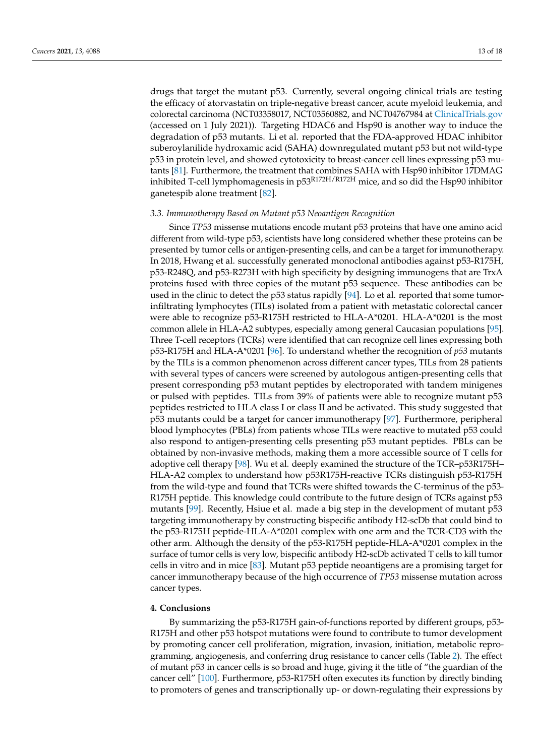drugs that target the mutant p53. Currently, several ongoing clinical trials are testing the efficacy of atorvastatin on triple-negative breast cancer, acute myeloid leukemia, and colorectal carcinoma (NCT03358017, NCT03560882, and NCT04767984 at ClinicalTrials.gov (accessed on 1 July 2021)). Targeting HDAC6 and Hsp90 is another way to induce the degradation of p53 mutants. Li et al. reported that the FDA-approved HDAC inhibitor suberoylanilide hydroxamic acid (SAHA) downregulated mutant p53 but not wild-type p53 in protein level, and showed cytotoxicity to breast-cancer cell lines expressing p53 mutants [81]. Furthermore, the treatment that combines SAHA with Hsp90 inhibitor 17DMAG inhibited T-cell lymphomagenesis in p53$^{R172H/R172H}$ mice, and so did the Hsp90 inhibitor ganetespib alone treatment [82].

### 3.3. Immunotherapy Based on Mutant p53 Neoantigen Recognition

Since *TP53* missense mutations encode mutant p53 proteins that have one amino acid different from wild-type p53, scientists have long considered whether these proteins can be presented by tumor cells or antigen-presenting cells, and can be a target for immunotherapy. In 2018, Hwang et al. successfully generated monoclonal antibodies against p53-R175H, p53-R248Q, and p53-R273H with high specificity by designing immunogens that are TrxA proteins fused with three copies of the mutant p53 sequence. These antibodies can be used in the clinic to detect the p53 status rapidly [94]. Lo et al. reported that some tumor-infiltrating lymphocytes (TILs) isolated from a patient with metastatic colorectal cancer were able to recognize p53-R175H restricted to HLA-A*0201. HLA-A*0201 is the most common allele in HLA-A2 subtypes, especially among general Caucasian populations [95]. Three T-cell receptors (TCRs) were identified that can recognize cell lines expressing both p53-R175H and HLA-A*0201 [96]. To understand whether the recognition of *p53* mutants by the TILs is a common phenomenon across different cancer types, TILs from 28 patients with several types of cancers were screened by autologous antigen-presenting cells that present corresponding p53 mutant peptides by electroporated with tandem minigenes or pulsed with peptides. TILs from 39% of patients were able to recognize mutant p53 peptides restricted to HLA class I or class II and be activated. This study suggested that p53 mutants could be a target for cancer immunotherapy [97]. Furthermore, peripheral blood lymphocytes (PBLs) from patients whose TILs were reactive to mutated p53 could also respond to antigen-presenting cells presenting p53 mutant peptides. PBLs can be obtained by non-invasive methods, making them a more accessible source of T cells for adoptive cell therapy [98]. Wu et al. deeply examined the structure of the TCR–p53R175H–HLA-A2 complex to understand how p53R175H-reactive TCRs distinguish p53-R175H from the wild-type and found that TCRs were shifted towards the C-terminus of the p53-R175H peptide. This knowledge could contribute to the future design of TCRs against p53 mutants [99]. Recently, Hsiue et al. made a big step in the development of mutant p53 targeting immunotherapy by constructing bispecific antibody H2-scDb that could bind to the p53-R175H peptide-HLA-A*0201 complex with one arm and the TCR-CD3 with the other arm. Although the density of the p53-R175H peptide-HLA-A*0201 complex in the surface of tumor cells is very low, bispecific antibody H2-scDb activated T cells to kill tumor cells in vitro and in mice [83]. Mutant p53 peptide neoantigens are a promising target for cancer immunotherapy because of the high occurrence of *TP53* missense mutation across cancer types.

## 4. Conclusions

By summarizing the p53-R175H gain-of-functions reported by different groups, p53-R175H and other p53 hotspot mutations were found to contribute to tumor development by promoting cancer cell proliferation, migration, invasion, initiation, metabolic reprogramming, angiogenesis, and conferring drug resistance to cancer cells (Table 2). The effect of mutant p53 in cancer cells is so broad and huge, giving it the title of "the guardian of the cancer cell" [100]. Furthermore, p53-R175H often executes its function by directly binding to promoters of genes and transcriptionally up- or down-regulating their expressions by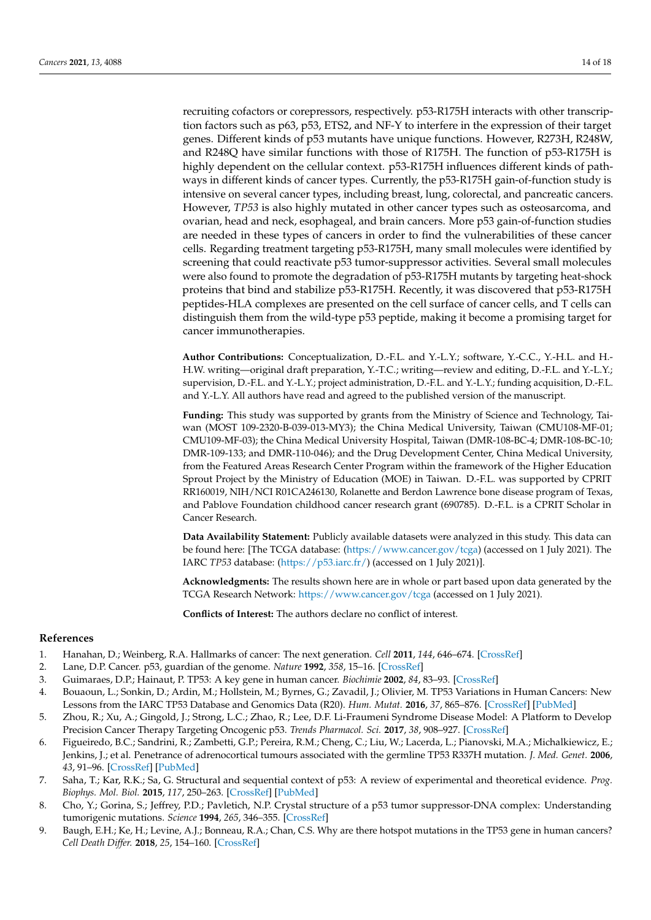recruiting cofactors or corepressors, respectively. p53-R175H interacts with other transcription factors such as p63, p53, ETS2, and NF-Y to interfere in the expression of their target genes. Different kinds of p53 mutants have unique functions. However, R273H, R248W, and R248Q have similar functions with those of R175H. The function of p53-R175H is highly dependent on the cellular context. p53-R175H influences different kinds of pathways in different kinds of cancer types. Currently, the p53-R175H gain-of-function study is intensive on several cancer types, including breast, lung, colorectal, and pancreatic cancers. However, *TP53* is also highly mutated in other cancer types such as osteosarcoma, and ovarian, head and neck, esophageal, and brain cancers. More p53 gain-of-function studies are needed in these types of cancers in order to find the vulnerabilities of these cancer cells. Regarding treatment targeting p53-R175H, many small molecules were identified by screening that could reactivate p53 tumor-suppressor activities. Several small molecules were also found to promote the degradation of p53-R175H mutants by targeting heat-shock proteins that bind and stabilize p53-R175H. Recently, it was discovered that p53-R175H peptides-HLA complexes are presented on the cell surface of cancer cells, and T cells can distinguish them from the wild-type p53 peptide, making it become a promising target for cancer immunotherapies.

**Author Contributions:** Conceptualization, D.-F.L. and Y.-L.Y.; software, Y.-C.C., Y.-H.L. and H.-H.W. writing—original draft preparation, Y.-T.C.; writing—review and editing, D.-F.L. and Y.-L.Y.; supervision, D.-F.L. and Y.-L.Y.; project administration, D.-F.L. and Y.-L.Y.; funding acquisition, D.-F.L. and Y.-L.Y. All authors have read and agreed to the published version of the manuscript.

**Funding:** This study was supported by grants from the Ministry of Science and Technology, Taiwan (MOST 109-2320-B-039-013-MY3); the China Medical University, Taiwan (CMU108-MF-01; CMU109-MF-03); the China Medical University Hospital, Taiwan (DMR-108-BC-4; DMR-108-BC-10; DMR-109-133; and DMR-110-046); and the Drug Development Center, China Medical University, from the Featured Areas Research Center Program within the framework of the Higher Education Sprout Project by the Ministry of Education (MOE) in Taiwan. D.-F.L. was supported by CPRIT RR160019, NIH/NCI R01CA246130, Rolanette and Berdon Lawrence bone disease program of Texas, and Pablove Foundation childhood cancer research grant (690785). D.-F.L. is a CPRIT Scholar in Cancer Research.

**Data Availability Statement:** Publicly available datasets were analyzed in this study. This data can be found here: [The TCGA database: (https://www.cancer.gov/tcga) (accessed on 1 July 2021). The IARC *TP53* database: (https://p53.iarc.fr/) (accessed on 1 July 2021)].

**Acknowledgments:** The results shown here are in whole or part based upon data generated by the TCGA Research Network: https://www.cancer.gov/tcga (accessed on 1 July 2021).

**Conflicts of Interest:** The authors declare no conflict of interest.

## References

1. Hanahan, D.; Weinberg, R.A. Hallmarks of cancer: The next generation. *Cell* **2011**, *144*, 646–674. [CrossRef]
2. Lane, D.P. Cancer. p53, guardian of the genome. *Nature* **1992**, *358*, 15–16. [CrossRef]
3. Guimaraes, D.P.; Hainaut, P. TP53: A key gene in human cancer. *Biochimie* **2002**, *84*, 83–93. [CrossRef]
4. Bouaoun, L.; Sonkin, D.; Ardin, M.; Hollstein, M.; Byrnes, G.; Zavadil, J.; Olivier, M. TP53 Variations in Human Cancers: New Lessons from the IARC TP53 Database and Genomics Data (R20). *Hum. Mutat.* **2016**, *37*, 865–876. [CrossRef] [PubMed]
5. Zhou, R.; Xu, A.; Gingold, J.; Strong, L.C.; Zhao, R.; Lee, D.F. Li-Fraumeni Syndrome Disease Model: A Platform to Develop Precision Cancer Therapy Targeting Oncogenic p53. *Trends Pharmacol. Sci.* **2017**, *38*, 908–927. [CrossRef]
6. Figueiredo, B.C.; Sandrini, R.; Zambetti, G.P.; Pereira, R.M.; Cheng, C.; Liu, W.; Lacerda, L.; Pianovski, M.A.; Michalkiewicz, E.; Jenkins, J.; et al. Penetrance of adrenocortical tumours associated with the germline TP53 R337H mutation. *J. Med. Genet.* **2006**, *43*, 91–96. [CrossRef] [PubMed]
7. Saha, T.; Kar, R.K.; Sa, G. Structural and sequential context of p53: A review of experimental and theoretical evidence. *Prog. Biophys. Mol. Biol.* **2015**, *117*, 250–263. [CrossRef] [PubMed]
8. Cho, Y.; Gorina, S.; Jeffrey, P.D.; Pavletich, N.P. Crystal structure of a p53 tumor suppressor-DNA complex: Understanding tumorigenic mutations. *Science* **1994**, *265*, 346–355. [CrossRef]
9. Baugh, E.H.; Ke, H.; Levine, A.J.; Bonneau, R.A.; Chan, C.S. Why are there hotspot mutations in the TP53 gene in human cancers? *Cell Death Differ.* **2018**, *25*, 154–160. [CrossRef]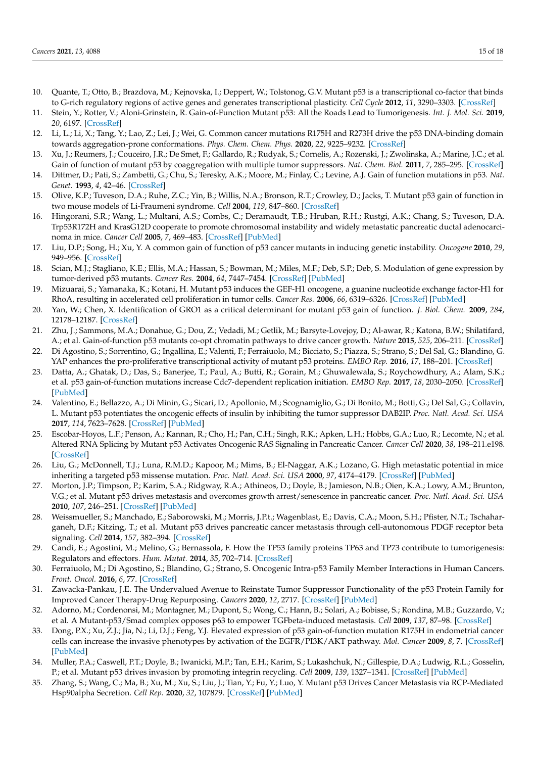10. Quante, T.; Otto, B.; Brazdova, M.; Kejnovska, I.; Deppert, W.; Tolstonog, G.V. Mutant p53 is a transcriptional co-factor that binds to G-rich regulatory regions of active genes and generates transcriptional plasticity. *Cell Cycle* **2012**, *11*, 3290–3303. [CrossRef]
11. Stein, Y.; Rotter, V.; Aloni-Grinstein, R. Gain-of-Function Mutant p53: All the Roads Lead to Tumorigenesis. *Int. J. Mol. Sci.* **2019**, *20*, 6197. [CrossRef]
12. Li, L.; Li, X.; Tang, Y.; Lao, Z.; Lei, J.; Wei, G. Common cancer mutations R175H and R273H drive the p53 DNA-binding domain towards aggregation-prone conformations. *Phys. Chem. Chem. Phys.* **2020**, *22*, 9225–9232. [CrossRef]
13. Xu, J.; Reumers, J.; Couceiro, J.R.; De Smet, F.; Gallardo, R.; Rudyak, S.; Cornelis, A.; Rozenski, J.; Zwolinska, A.; Marine, J.C.; et al. Gain of function of mutant p53 by coaggregation with multiple tumor suppressors. *Nat. Chem. Biol.* **2011**, *7*, 285–295. [CrossRef]
14. Dittmer, D.; Pati, S.; Zambetti, G.; Chu, S.; Teresky, A.K.; Moore, M.; Finlay, C.; Levine, A.J. Gain of function mutations in p53. *Nat. Genet.* **1993**, *4*, 42–46. [CrossRef]
15. Olive, K.P.; Tuveson, D.A.; Ruhe, Z.C.; Yin, B.; Willis, N.A.; Bronson, R.T.; Crowley, D.; Jacks, T. Mutant p53 gain of function in two mouse models of Li-Fraumeni syndrome. *Cell* **2004**, *119*, 847–860. [CrossRef]
16. Hingorani, S.R.; Wang, L.; Multani, A.S.; Combs, C.; Deramaudt, T.B.; Hruban, R.H.; Rustgi, A.K.; Chang, S.; Tuveson, D.A. Trp53R172H and KrasG12D cooperate to promote chromosomal instability and widely metastatic pancreatic ductal adenocarcinoma in mice. *Cancer Cell* **2005**, *7*, 469–483. [CrossRef] [PubMed]
17. Liu, D.P.; Song, H.; Xu, Y. A common gain of function of p53 cancer mutants in inducing genetic instability. *Oncogene* **2010**, *29*, 949–956. [CrossRef]
18. Scian, M.J.; Stagliano, K.E.; Ellis, M.A.; Hassan, S.; Bowman, M.; Miles, M.F.; Deb, S.P.; Deb, S. Modulation of gene expression by tumor-derived p53 mutants. *Cancer Res.* **2004**, *64*, 7447–7454. [CrossRef] [PubMed]
19. Mizuarai, S.; Yamanaka, K.; Kotani, H. Mutant p53 induces the GEF-H1 oncogene, a guanine nucleotide exchange factor-H1 for RhoA, resulting in accelerated cell proliferation in tumor cells. *Cancer Res.* **2006**, *66*, 6319–6326. [CrossRef] [PubMed]
20. Yan, W.; Chen, X. Identification of GRO1 as a critical determinant for mutant p53 gain of function. *J. Biol. Chem.* **2009**, *284*, 12178–12187. [CrossRef]
21. Zhu, J.; Sammons, M.A.; Donahue, G.; Dou, Z.; Vedadi, M.; Getlik, M.; Barsyte-Lovejoy, D.; Al-awar, R.; Katona, B.W.; Shilatifard, A.; et al. Gain-of-function p53 mutants co-opt chromatin pathways to drive cancer growth. *Nature* **2015**, *525*, 206–211. [CrossRef]
22. Di Agostino, S.; Sorrentino, G.; Ingallina, E.; Valenti, F.; Ferraiuolo, M.; Bicciato, S.; Piazza, S.; Strano, S.; Del Sal, G.; Blandino, G. YAP enhances the pro-proliferative transcriptional activity of mutant p53 proteins. *EMBO Rep.* **2016**, *17*, 188–201. [CrossRef]
23. Datta, A.; Ghatak, D.; Das, S.; Banerjee, T.; Paul, A.; Butti, R.; Gorain, M.; Ghuwalewala, S.; Roychowdhury, A.; Alam, S.K.; et al. p53 gain-of-function mutations increase Cdc7-dependent replication initiation. *EMBO Rep.* **2017**, *18*, 2030–2050. [CrossRef] [PubMed]
24. Valentino, E.; Bellazzo, A.; Di Minin, G.; Sicari, D.; Apollonio, M.; Scognamiglio, G.; Di Bonito, M.; Botti, G.; Del Sal, G.; Collavin, L. Mutant p53 potentiates the oncogenic effects of insulin by inhibiting the tumor suppressor DAB2IP. *Proc. Natl. Acad. Sci. USA* **2017**, *114*, 7623–7628. [CrossRef] [PubMed]
25. Escobar-Hoyos, L.F.; Penson, A.; Kannan, R.; Cho, H.; Pan, C.H.; Singh, R.K.; Apken, L.H.; Hobbs, G.A.; Luo, R.; Lecomte, N.; et al. Altered RNA Splicing by Mutant p53 Activates Oncogenic RAS Signaling in Pancreatic Cancer. *Cancer Cell* **2020**, *38*, 198–211.e198. [CrossRef]
26. Liu, G.; McDonnell, T.J.; Luna, R.M.D.; Kapoor, M.; Mims, B.; El-Naggar, A.K.; Lozano, G. High metastatic potential in mice inheriting a targeted p53 missense mutation. *Proc. Natl. Acad. Sci. USA* **2000**, *97*, 4174–4179. [CrossRef] [PubMed]
27. Morton, J.P.; Timpson, P.; Karim, S.A.; Ridgway, R.A.; Athineos, D.; Doyle, B.; Jamieson, N.B.; Oien, K.A.; Lowy, A.M.; Brunton, V.G.; et al. Mutant p53 drives metastasis and overcomes growth arrest/senescence in pancreatic cancer. *Proc. Natl. Acad. Sci. USA* **2010**, *107*, 246–251. [CrossRef] [PubMed]
28. Weissmueller, S.; Manchado, E.; Saborowski, M.; Morris, J.P.t.; Wagenblast, E.; Davis, C.A.; Moon, S.H.; Pfister, N.T.; Tschaharganeh, D.F.; Kitzing, T.; et al. Mutant p53 drives pancreatic cancer metastasis through cell-autonomous PDGF receptor beta signaling. *Cell* **2014**, *157*, 382–394. [CrossRef]
29. Candi, E.; Agostini, M.; Melino, G.; Bernassola, F. How the TP53 family proteins TP63 and TP73 contribute to tumorigenesis: Regulators and effectors. *Hum. Mutat.* **2014**, *35*, 702–714. [CrossRef]
30. Ferraiuolo, M.; Di Agostino, S.; Blandino, G.; Strano, S. Oncogenic Intra-p53 Family Member Interactions in Human Cancers. *Front. Oncol.* **2016**, *6*, 77. [CrossRef]
31. Zawacka-Pankau, J.E. The Undervalued Avenue to Reinstate Tumor Suppressor Functionality of the p53 Protein Family for Improved Cancer Therapy-Drug Repurposing. *Cancers* **2020**, *12*, 2717. [CrossRef] [PubMed]
32. Adorno, M.; Cordenonsi, M.; Montagner, M.; Dupont, S.; Wong, C.; Hann, B.; Solari, A.; Bobisse, S.; Rondina, M.B.; Guzzardo, V.; et al. A Mutant-p53/Smad complex opposes p63 to empower TGFbeta-induced metastasis. *Cell* **2009**, *137*, 87–98. [CrossRef]
33. Dong, P.X.; Xu, Z.J.; Jia, N.; Li, D.J.; Feng, Y.J. Elevated expression of p53 gain-of-function mutation R175H in endometrial cancer cells can increase the invasive phenotypes by activation of the EGFR/PI3K/AKT pathway. *Mol. Cancer* **2009**, *8*, 7. [CrossRef] [PubMed]
34. Muller, P.A.; Caswell, P.T.; Doyle, B.; Iwanicki, M.P.; Tan, E.H.; Karim, S.; Lukashchuk, N.; Gillespie, D.A.; Ludwig, R.L.; Gosselin, P.; et al. Mutant p53 drives invasion by promoting integrin recycling. *Cell* **2009**, *139*, 1327–1341. [CrossRef] [PubMed]
35. Zhang, S.; Wang, C.; Ma, B.; Xu, M.; Xu, S.; Liu, J.; Tian, Y.; Fu, Y.; Luo, Y. Mutant p53 Drives Cancer Metastasis via RCP-Mediated Hsp90alpha Secretion. *Cell Rep.* **2020**, *32*, 107879. [CrossRef] [PubMed]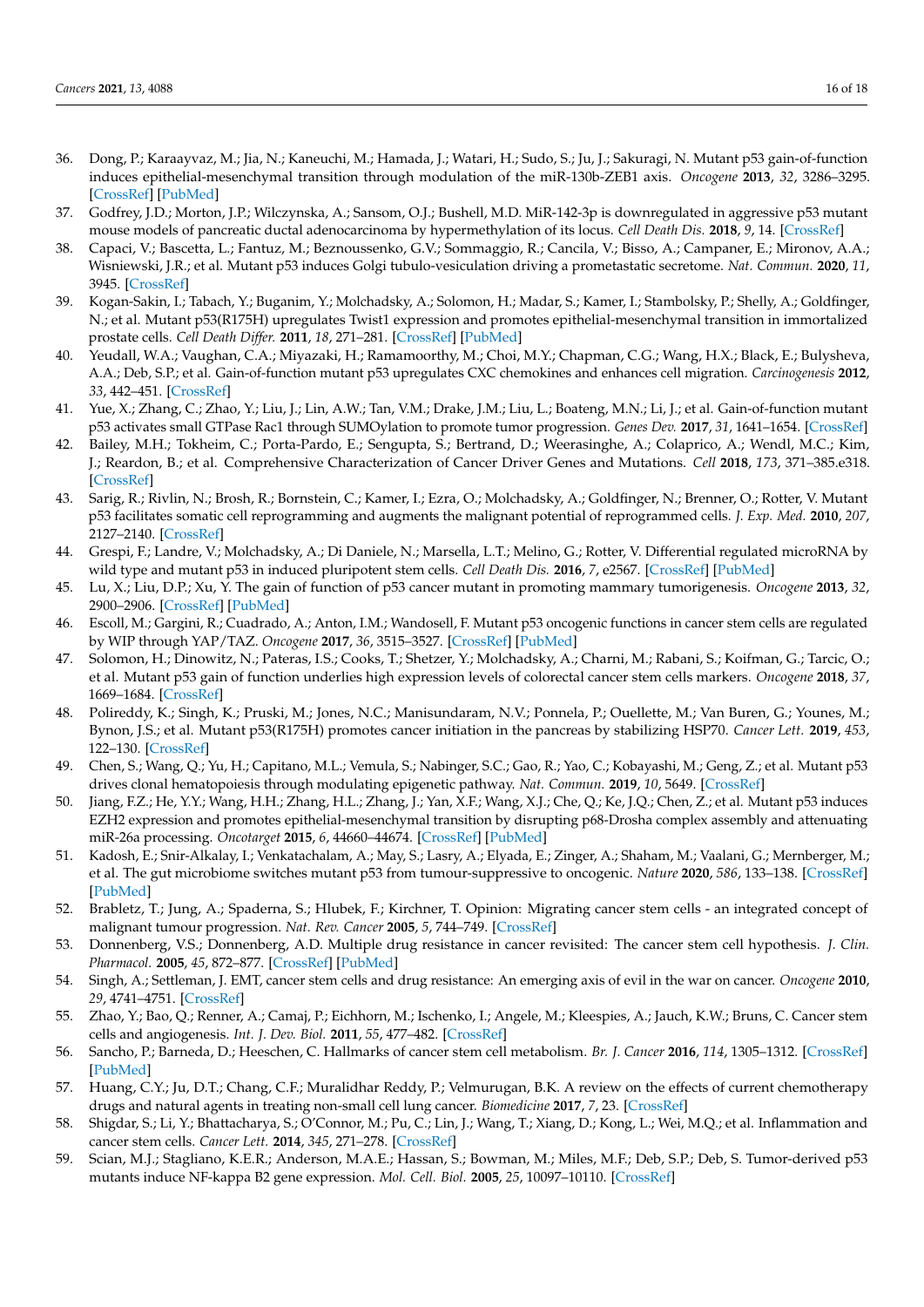36. Dong, P.; Karaayvaz, M.; Jia, N.; Kaneuchi, M.; Hamada, J.; Watari, H.; Sudo, S.; Ju, J.; Sakuragi, N. Mutant p53 gain-of-function induces epithelial-mesenchymal transition through modulation of the miR-130b-ZEB1 axis. *Oncogene* **2013**, *32*, 3286–3295. [CrossRef] [PubMed]
37. Godfrey, J.D.; Morton, J.P.; Wilczynska, A.; Sansom, O.J.; Bushell, M.D. MiR-142-3p is downregulated in aggressive p53 mutant mouse models of pancreatic ductal adenocarcinoma by hypermethylation of its locus. *Cell Death Dis.* **2018**, *9*, 14. [CrossRef]
38. Capaci, V.; Bascetta, L.; Fantuz, M.; Beznoussenko, G.V.; Sommaggio, R.; Cancila, V.; Bisso, A.; Campaner, E.; Mironov, A.A.; Wisniewski, J.R.; et al. Mutant p53 induces Golgi tubulo-vesiculation driving a prometastatic secretome. *Nat. Commun.* **2020**, *11*, 3945. [CrossRef]
39. Kogan-Sakin, I.; Tabach, Y.; Buganim, Y.; Molchadsky, A.; Solomon, H.; Madar, S.; Kamer, I.; Stambolsky, P.; Shelly, A.; Goldfinger, N.; et al. Mutant p53(R175H) upregulates Twist1 expression and promotes epithelial-mesenchymal transition in immortalized prostate cells. *Cell Death Differ.* **2011**, *18*, 271–281. [CrossRef] [PubMed]
40. Yeudall, W.A.; Vaughan, C.A.; Miyazaki, H.; Ramamoorthy, M.; Choi, M.Y.; Chapman, C.G.; Wang, H.X.; Black, E.; Bulysheva, A.A.; Deb, S.P.; et al. Gain-of-function mutant p53 upregulates CXC chemokines and enhances cell migration. *Carcinogenesis* **2012**, *33*, 442–451. [CrossRef]
41. Yue, X.; Zhang, C.; Zhao, Y.; Liu, J.; Lin, A.W.; Tan, V.M.; Drake, J.M.; Liu, L.; Boateng, M.N.; Li, J.; et al. Gain-of-function mutant p53 activates small GTPase Rac1 through SUMOylation to promote tumor progression. *Genes Dev.* **2017**, *31*, 1641–1654. [CrossRef]
42. Bailey, M.H.; Tokheim, C.; Porta-Pardo, E.; Sengupta, S.; Bertrand, D.; Weerasinghe, A.; Colaprico, A.; Wendl, M.C.; Kim, J.; Reardon, B.; et al. Comprehensive Characterization of Cancer Driver Genes and Mutations. *Cell* **2018**, *173*, 371–385.e318. [CrossRef]
43. Sarig, R.; Rivlin, N.; Brosh, R.; Bornstein, C.; Kamer, I.; Ezra, O.; Molchadsky, A.; Goldfinger, N.; Brenner, O.; Rotter, V. Mutant p53 facilitates somatic cell reprogramming and augments the malignant potential of reprogrammed cells. *J. Exp. Med.* **2010**, *207*, 2127–2140. [CrossRef]
44. Grespi, F.; Landre, V.; Molchadsky, A.; Di Daniele, N.; Marsella, L.T.; Melino, G.; Rotter, V. Differential regulated microRNA by wild type and mutant p53 in induced pluripotent stem cells. *Cell Death Dis.* **2016**, *7*, e2567. [CrossRef] [PubMed]
45. Lu, X.; Liu, D.P.; Xu, Y. The gain of function of p53 cancer mutant in promoting mammary tumorigenesis. *Oncogene* **2013**, *32*, 2900–2906. [CrossRef] [PubMed]
46. Escoll, M.; Gargini, R.; Cuadrado, A.; Anton, I.M.; Wandosell, F. Mutant p53 oncogenic functions in cancer stem cells are regulated by WIP through YAP/TAZ. *Oncogene* **2017**, *36*, 3515–3527. [CrossRef] [PubMed]
47. Solomon, H.; Dinowitz, N.; Pateras, I.S.; Cooks, T.; Shetzer, Y.; Molchadsky, A.; Charni, M.; Rabani, S.; Koifman, G.; Tarcic, O.; et al. Mutant p53 gain of function underlies high expression levels of colorectal cancer stem cells markers. *Oncogene* **2018**, *37*, 1669–1684. [CrossRef]
48. Polireddy, K.; Singh, K.; Pruski, M.; Jones, N.C.; Manisundaram, N.V.; Ponnela, P.; Ouellette, M.; Van Buren, G.; Younes, M.; Bynon, J.S.; et al. Mutant p53(R175H) promotes cancer initiation in the pancreas by stabilizing HSP70. *Cancer Lett.* **2019**, *453*, 122–130. [CrossRef]
49. Chen, S.; Wang, Q.; Yu, H.; Capitano, M.L.; Vemula, S.; Nabinger, S.C.; Gao, R.; Yao, C.; Kobayashi, M.; Geng, Z.; et al. Mutant p53 drives clonal hematopoiesis through modulating epigenetic pathway. *Nat. Commun.* **2019**, *10*, 5649. [CrossRef]
50. Jiang, F.Z.; He, Y.Y.; Wang, H.H.; Zhang, H.L.; Zhang, J.; Yan, X.F.; Wang, X.J.; Che, Q.; Ke, J.Q.; Chen, Z.; et al. Mutant p53 induces EZH2 expression and promotes epithelial-mesenchymal transition by disrupting p68-Drosha complex assembly and attenuating miR-26a processing. *Oncotarget* **2015**, *6*, 44660–44674. [CrossRef] [PubMed]
51. Kadosh, E.; Snir-Alkalay, I.; Venkatachalam, A.; May, S.; Lasry, A.; Elyada, E.; Zinger, A.; Shaham, M.; Vaalani, G.; Mernberger, M.; et al. The gut microbiome switches mutant p53 from tumour-suppressive to oncogenic. *Nature* **2020**, *586*, 133–138. [CrossRef] [PubMed]
52. Brabletz, T.; Jung, A.; Spaderna, S.; Hlubek, F.; Kirchner, T. Opinion: Migrating cancer stem cells - an integrated concept of malignant tumour progression. *Nat. Rev. Cancer* **2005**, *5*, 744–749. [CrossRef]
53. Donnenberg, V.S.; Donnenberg, A.D. Multiple drug resistance in cancer revisited: The cancer stem cell hypothesis. *J. Clin. Pharmacol.* **2005**, *45*, 872–877. [CrossRef] [PubMed]
54. Singh, A.; Settleman, J. EMT, cancer stem cells and drug resistance: An emerging axis of evil in the war on cancer. *Oncogene* **2010**, *29*, 4741–4751. [CrossRef]
55. Zhao, Y.; Bao, Q.; Renner, A.; Camaj, P.; Eichhorn, M.; Ischenko, I.; Angele, M.; Kleespies, A.; Jauch, K.W.; Bruns, C. Cancer stem cells and angiogenesis. *Int. J. Dev. Biol.* **2011**, *55*, 477–482. [CrossRef]
56. Sancho, P.; Barneda, D.; Heeschen, C. Hallmarks of cancer stem cell metabolism. *Br. J. Cancer* **2016**, *114*, 1305–1312. [CrossRef] [PubMed]
57. Huang, C.Y.; Ju, D.T.; Chang, C.F.; Muralidhar Reddy, P.; Velmurugan, B.K. A review on the effects of current chemotherapy drugs and natural agents in treating non-small cell lung cancer. *Biomedicine* **2017**, *7*, 23. [CrossRef]
58. Shigdar, S.; Li, Y.; Bhattacharya, S.; O'Connor, M.; Pu, C.; Lin, J.; Wang, T.; Xiang, D.; Kong, L.; Wei, M.Q.; et al. Inflammation and cancer stem cells. *Cancer Lett.* **2014**, *345*, 271–278. [CrossRef]
59. Scian, M.J.; Stagliano, K.E.R.; Anderson, M.A.E.; Hassan, S.; Bowman, M.; Miles, M.F.; Deb, S.P.; Deb, S. Tumor-derived p53 mutants induce NF-kappa B2 gene expression. *Mol. Cell. Biol.* **2005**, *25*, 10097–10110. [CrossRef]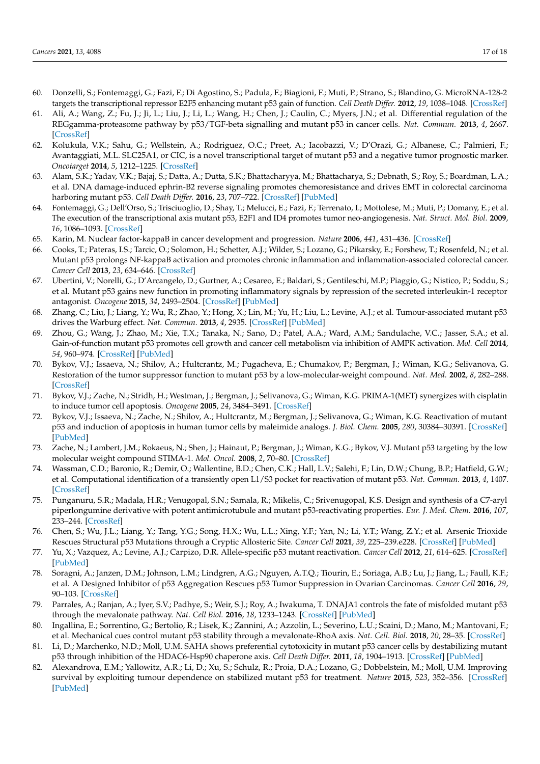60. Donzelli, S.; Fontemaggi, G.; Fazi, F.; Di Agostino, S.; Padula, F.; Biagioni, F.; Muti, P.; Strano, S.; Blandino, G. MicroRNA-128-2 targets the transcriptional repressor E2F5 enhancing mutant p53 gain of function. *Cell Death Differ.* **2012**, *19*, 1038–1048. [CrossRef]
61. Ali, A.; Wang, Z.; Fu, J.; Ji, L.; Liu, J.; Li, L.; Wang, H.; Chen, J.; Caulin, C.; Myers, J.N.; et al. Differential regulation of the REGgamma-proteasome pathway by p53/TGF-beta signalling and mutant p53 in cancer cells. *Nat. Commun.* **2013**, *4*, 2667. [CrossRef]
62. Kolukula, V.K.; Sahu, G.; Wellstein, A.; Rodriguez, O.C.; Preet, A.; Iacobazzi, V.; D'Orazi, G.; Albanese, C.; Palmieri, F.; Avantaggiati, M.L. SLC25A1, or CIC, is a novel transcriptional target of mutant p53 and a negative tumor prognostic marker. *Oncotarget* **2014**, *5*, 1212–1225. [CrossRef]
63. Alam, S.K.; Yadav, V.K.; Bajaj, S.; Datta, A.; Dutta, S.K.; Bhattacharyya, M.; Bhattacharya, S.; Debnath, S.; Roy, S.; Boardman, L.A.; et al. DNA damage-induced ephrin-B2 reverse signaling promotes chemoresistance and drives EMT in colorectal carcinoma harboring mutant p53. *Cell Death Differ.* **2016**, *23*, 707–722. [CrossRef] [PubMed]
64. Fontemaggi, G.; Dell'Orso, S.; Trisciuoglio, D.; Shay, T.; Melucci, E.; Fazi, F.; Terrenato, I.; Mottolese, M.; Muti, P.; Domany, E.; et al. The execution of the transcriptional axis mutant p53, E2F1 and ID4 promotes tumor neo-angiogenesis. *Nat. Struct. Mol. Biol.* **2009**, *16*, 1086–1093. [CrossRef]
65. Karin, M. Nuclear factor-kappaB in cancer development and progression. *Nature* **2006**, *441*, 431–436. [CrossRef]
66. Cooks, T.; Pateras, I.S.; Tarcic, O.; Solomon, H.; Schetter, A.J.; Wilder, S.; Lozano, G.; Pikarsky, E.; Forshew, T.; Rosenfeld, N.; et al. Mutant p53 prolongs NF-kappaB activation and promotes chronic inflammation and inflammation-associated colorectal cancer. *Cancer Cell* **2013**, *23*, 634–646. [CrossRef]
67. Ubertini, V.; Norelli, G.; D'Arcangelo, D.; Gurtner, A.; Cesareo, E.; Baldari, S.; Gentileschi, M.P.; Piaggio, G.; Nistico, P.; Soddu, S.; et al. Mutant p53 gains new function in promoting inflammatory signals by repression of the secreted interleukin-1 receptor antagonist. *Oncogene* **2015**, *34*, 2493–2504. [CrossRef] [PubMed]
68. Zhang, C.; Liu, J.; Liang, Y.; Wu, R.; Zhao, Y.; Hong, X.; Lin, M.; Yu, H.; Liu, L.; Levine, A.J.; et al. Tumour-associated mutant p53 drives the Warburg effect. *Nat. Commun.* **2013**, *4*, 2935. [CrossRef] [PubMed]
69. Zhou, G.; Wang, J.; Zhao, M.; Xie, T.X.; Tanaka, N.; Sano, D.; Patel, A.A.; Ward, A.M.; Sandulache, V.C.; Jasser, S.A.; et al. Gain-of-function mutant p53 promotes cell growth and cancer cell metabolism via inhibition of AMPK activation. *Mol. Cell* **2014**, *54*, 960–974. [CrossRef] [PubMed]
70. Bykov, V.J.; Issaeva, N.; Shilov, A.; Hultcrantz, M.; Pugacheva, E.; Chumakov, P.; Bergman, J.; Wiman, K.G.; Selivanova, G. Restoration of the tumor suppressor function to mutant p53 by a low-molecular-weight compound. *Nat. Med.* **2002**, *8*, 282–288. [CrossRef]
71. Bykov, V.J.; Zache, N.; Stridh, H.; Westman, J.; Bergman, J.; Selivanova, G.; Wiman, K.G. PRIMA-1(MET) synergizes with cisplatin to induce tumor cell apoptosis. *Oncogene* **2005**, *24*, 3484–3491. [CrossRef]
72. Bykov, V.J.; Issaeva, N.; Zache, N.; Shilov, A.; Hultcrantz, M.; Bergman, J.; Selivanova, G.; Wiman, K.G. Reactivation of mutant p53 and induction of apoptosis in human tumor cells by maleimide analogs. *J. Biol. Chem.* **2005**, *280*, 30384–30391. [CrossRef] [PubMed]
73. Zache, N.; Lambert, J.M.; Rokaeus, N.; Shen, J.; Hainaut, P.; Bergman, J.; Wiman, K.G.; Bykov, V.J. Mutant p53 targeting by the low molecular weight compound STIMA-1. *Mol. Oncol.* **2008**, *2*, 70–80. [CrossRef]
74. Wassman, C.D.; Baronio, R.; Demir, O.; Wallentine, B.D.; Chen, C.K.; Hall, L.V.; Salehi, F.; Lin, D.W.; Chung, B.P.; Hatfield, G.W.; et al. Computational identification of a transiently open L1/S3 pocket for reactivation of mutant p53. *Nat. Commun.* **2013**, *4*, 1407. [CrossRef]
75. Punganuru, S.R.; Madala, H.R.; Venugopal, S.N.; Samala, R.; Mikelis, C.; Srivenugopal, K.S. Design and synthesis of a C7-aryl piperlongumine derivative with potent antimicrotubule and mutant p53-reactivating properties. *Eur. J. Med. Chem.* **2016**, *107*, 233–244. [CrossRef]
76. Chen, S.; Wu, J.L.; Liang, Y.; Tang, Y.G.; Song, H.X.; Wu, L.L.; Xing, Y.F.; Yan, N.; Li, Y.T.; Wang, Z.Y.; et al. Arsenic Trioxide Rescues Structural p53 Mutations through a Cryptic Allosteric Site. *Cancer Cell* **2021**, *39*, 225–239.e228. [CrossRef] [PubMed]
77. Yu, X.; Vazquez, A.; Levine, A.J.; Carpizo, D.R. Allele-specific p53 mutant reactivation. *Cancer Cell* **2012**, *21*, 614–625. [CrossRef] [PubMed]
78. Soragni, A.; Janzen, D.M.; Johnson, L.M.; Lindgren, A.G.; Nguyen, A.T.Q.; Tiourin, E.; Soriaga, A.B.; Lu, J.; Jiang, L.; Faull, K.F.; et al. A Designed Inhibitor of p53 Aggregation Rescues p53 Tumor Suppression in Ovarian Carcinomas. *Cancer Cell* **2016**, *29*, 90–103. [CrossRef]
79. Parrales, A.; Ranjan, A.; Iyer, S.V.; Padhye, S.; Weir, S.J.; Roy, A.; Iwakuma, T. DNAJA1 controls the fate of misfolded mutant p53 through the mevalonate pathway. *Nat. Cell Biol.* **2016**, *18*, 1233–1243. [CrossRef] [PubMed]
80. Ingallina, E.; Sorrentino, G.; Bertolio, R.; Lisek, K.; Zannini, A.; Azzolin, L.; Severino, L.U.; Scaini, D.; Mano, M.; Mantovani, F.; et al. Mechanical cues control mutant p53 stability through a mevalonate-RhoA axis. *Nat. Cell. Biol.* **2018**, *20*, 28–35. [CrossRef]
81. Li, D.; Marchenko, N.D.; Moll, U.M. SAHA shows preferential cytotoxicity in mutant p53 cancer cells by destabilizing mutant p53 through inhibition of the HDAC6-Hsp90 chaperone axis. *Cell Death Differ.* **2011**, *18*, 1904–1913. [CrossRef] [PubMed]
82. Alexandrova, E.M.; Yallowitz, A.R.; Li, D.; Xu, S.; Schulz, R.; Proia, D.A.; Lozano, G.; Dobbelstein, M.; Moll, U.M. Improving survival by exploiting tumour dependence on stabilized mutant p53 for treatment. *Nature* **2015**, *523*, 352–356. [CrossRef] [PubMed]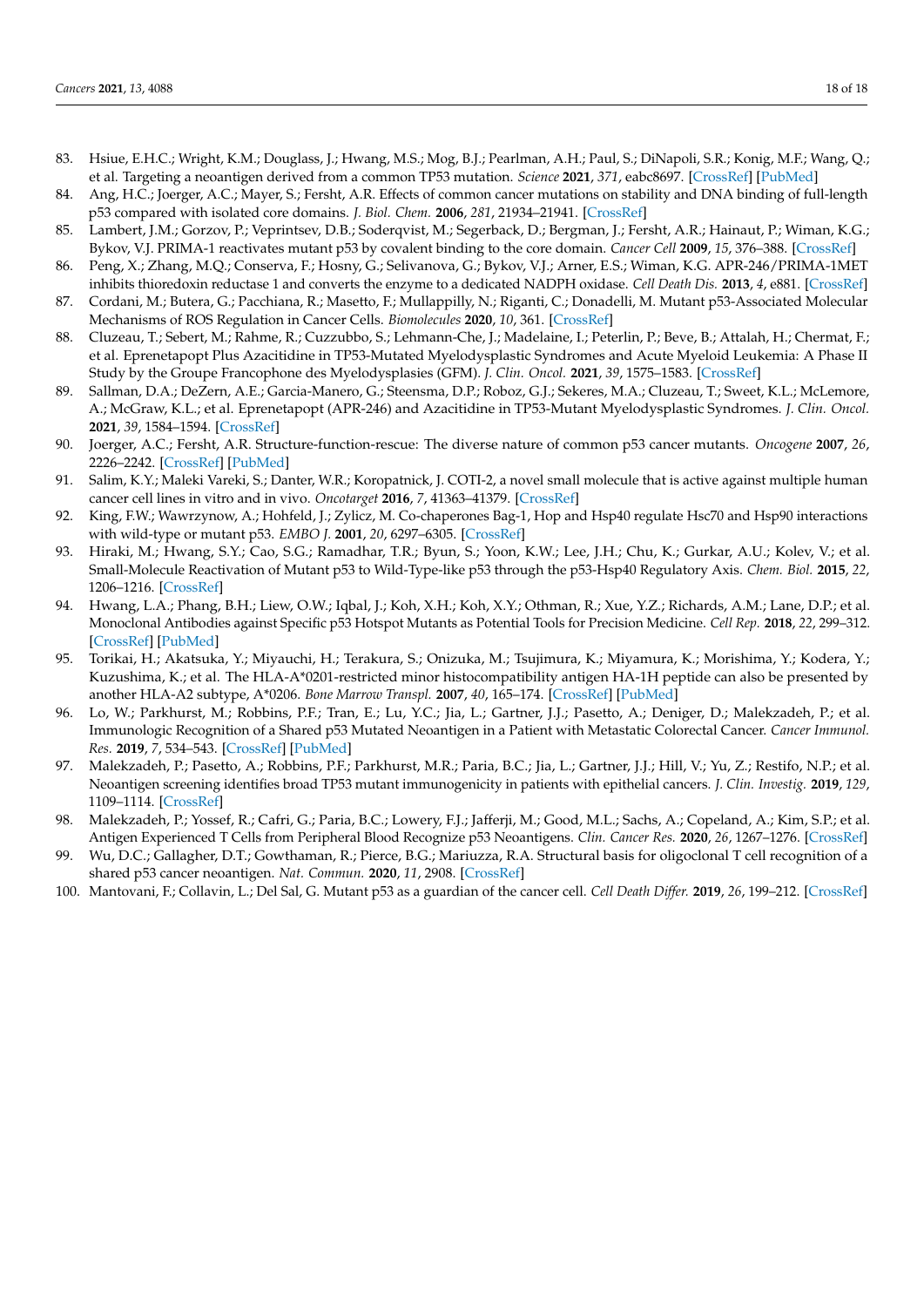83. Hsiue, E.H.C.; Wright, K.M.; Douglass, J.; Hwang, M.S.; Mog, B.J.; Pearlman, A.H.; Paul, S.; DiNapoli, S.R.; Konig, M.F.; Wang, Q.; et al. Targeting a neoantigen derived from a common TP53 mutation. *Science* **2021**, *371*, eabc8697. [CrossRef] [PubMed]
84. Ang, H.C.; Joerger, A.C.; Mayer, S.; Fersht, A.R. Effects of common cancer mutations on stability and DNA binding of full-length p53 compared with isolated core domains. *J. Biol. Chem.* **2006**, *281*, 21934–21941. [CrossRef]
85. Lambert, J.M.; Gorzov, P.; Veprintsev, D.B.; Soderqvist, M.; Segerback, D.; Bergman, J.; Fersht, A.R.; Hainaut, P.; Wiman, K.G.; Bykov, V.J. PRIMA-1 reactivates mutant p53 by covalent binding to the core domain. *Cancer Cell* **2009**, *15*, 376–388. [CrossRef]
86. Peng, X.; Zhang, M.Q.; Conserva, F.; Hosny, G.; Selivanova, G.; Bykov, V.J.; Arner, E.S.; Wiman, K.G. APR-246/PRIMA-1MET inhibits thioredoxin reductase 1 and converts the enzyme to a dedicated NADPH oxidase. *Cell Death Dis.* **2013**, *4*, e881. [CrossRef]
87. Cordani, M.; Butera, G.; Pacchiana, R.; Masetto, F.; Mullappilly, N.; Riganti, C.; Donadelli, M. Mutant p53-Associated Molecular Mechanisms of ROS Regulation in Cancer Cells. *Biomolecules* **2020**, *10*, 361. [CrossRef]
88. Cluzeau, T.; Sebert, M.; Rahme, R.; Cuzzubbo, S.; Lehmann-Che, J.; Madelaine, I.; Peterlin, P.; Beve, B.; Attalah, H.; Chermat, F.; et al. Eprenetapopt Plus Azacitidine in TP53-Mutated Myelodysplastic Syndromes and Acute Myeloid Leukemia: A Phase II Study by the Groupe Francophone des Myelodysplasies (GFM). *J. Clin. Oncol.* **2021**, *39*, 1575–1583. [CrossRef]
89. Sallman, D.A.; DeZern, A.E.; Garcia-Manero, G.; Steensma, D.P.; Roboz, G.J.; Sekeres, M.A.; Cluzeau, T.; Sweet, K.L.; McLemore, A.; McGraw, K.L.; et al. Eprenetapopt (APR-246) and Azacitidine in TP53-Mutant Myelodysplastic Syndromes. *J. Clin. Oncol.* **2021**, *39*, 1584–1594. [CrossRef]
90. Joerger, A.C.; Fersht, A.R. Structure-function-rescue: The diverse nature of common p53 cancer mutants. *Oncogene* **2007**, *26*, 2226–2242. [CrossRef] [PubMed]
91. Salim, K.Y.; Maleki Vareki, S.; Danter, W.R.; Koropatnick, J. COTI-2, a novel small molecule that is active against multiple human cancer cell lines in vitro and in vivo. *Oncotarget* **2016**, *7*, 41363–41379. [CrossRef]
92. King, F.W.; Wawrzynow, A.; Hohfeld, J.; Zylicz, M. Co-chaperones Bag-1, Hop and Hsp40 regulate Hsc70 and Hsp90 interactions with wild-type or mutant p53. *EMBO J.* **2001**, *20*, 6297–6305. [CrossRef]
93. Hiraki, M.; Hwang, S.Y.; Cao, S.G.; Ramadhar, T.R.; Byun, S.; Yoon, K.W.; Lee, J.H.; Chu, K.; Gurkar, A.U.; Kolev, V.; et al. Small-Molecule Reactivation of Mutant p53 to Wild-Type-like p53 through the p53-Hsp40 Regulatory Axis. *Chem. Biol.* **2015**, *22*, 1206–1216. [CrossRef]
94. Hwang, L.A.; Phang, B.H.; Liew, O.W.; Iqbal, J.; Koh, X.H.; Koh, X.Y.; Othman, R.; Xue, Y.Z.; Richards, A.M.; Lane, D.P.; et al. Monoclonal Antibodies against Specific p53 Hotspot Mutants as Potential Tools for Precision Medicine. *Cell Rep.* **2018**, *22*, 299–312. [CrossRef] [PubMed]
95. Torikai, H.; Akatsuka, Y.; Miyauchi, H.; Terakura, S.; Onizuka, M.; Tsujimura, K.; Miyamura, K.; Morishima, Y.; Kodera, Y.; Kuzushima, K.; et al. The HLA-A*0201-restricted minor histocompatibility antigen HA-1H peptide can also be presented by another HLA-A2 subtype, A*0206. *Bone Marrow Transpl.* **2007**, *40*, 165–174. [CrossRef] [PubMed]
96. Lo, W.; Parkhurst, M.; Robbins, P.F.; Tran, E.; Lu, Y.C.; Jia, L.; Gartner, J.J.; Pasetto, A.; Deniger, D.; Malekzadeh, P.; et al. Immunologic Recognition of a Shared p53 Mutated Neoantigen in a Patient with Metastatic Colorectal Cancer. *Cancer Immunol. Res.* **2019**, *7*, 534–543. [CrossRef] [PubMed]
97. Malekzadeh, P.; Pasetto, A.; Robbins, P.F.; Parkhurst, M.R.; Paria, B.C.; Jia, L.; Gartner, J.J.; Hill, V.; Yu, Z.; Restifo, N.P.; et al. Neoantigen screening identifies broad TP53 mutant immunogenicity in patients with epithelial cancers. *J. Clin. Investig.* **2019**, *129*, 1109–1114. [CrossRef]
98. Malekzadeh, P.; Yossef, R.; Cafri, G.; Paria, B.C.; Lowery, F.J.; Jafferji, M.; Good, M.L.; Sachs, A.; Copeland, A.; Kim, S.P.; et al. Antigen Experienced T Cells from Peripheral Blood Recognize p53 Neoantigens. *Clin. Cancer Res.* **2020**, *26*, 1267–1276. [CrossRef]
99. Wu, D.C.; Gallagher, D.T.; Gowthaman, R.; Pierce, B.G.; Mariuzza, R.A. Structural basis for oligoclonal T cell recognition of a shared p53 cancer neoantigen. *Nat. Commun.* **2020**, *11*, 2908. [CrossRef]
100. Mantovani, F.; Collavin, L.; Del Sal, G. Mutant p53 as a guardian of the cancer cell. *Cell Death Differ.* **2019**, *26*, 199–212. [CrossRef]